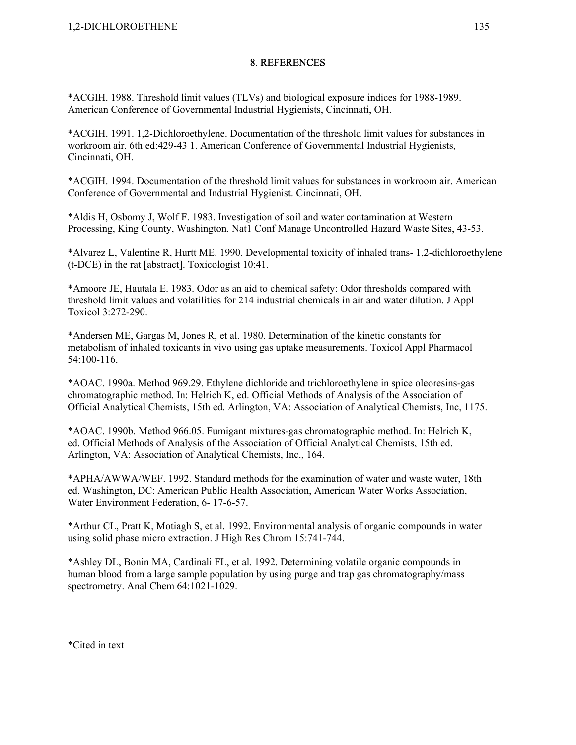# 8. REFERENCES

*ACGIH. 1988. Threshold limit values (TLVs) and biological exposure indices for 1988-1989. American Conference of Governmental Industrial Hygienists, Cincinnati, OH.

*ACGIH. 1991. 1,2-Dichloroethylene. Documentation of the threshold limit values for substances in workroom air. 6th ed:429-43 1. American Conference of Governmental Industrial Hygienists, Cincinnati, OH.

*ACGIH. 1994. Documentation of the threshold limit values for substances in workroom air. American Conference of Governmental and Industrial Hygienist. Cincinnati, OH.

*Aldis H, Osbomy J, Wolf F. 1983. Investigation of soil and water contamination at Western Processing, King County, Washington. Nat1 Conf Manage Uncontrolled Hazard Waste Sites, 43-53.

*Alvarez L, Valentine R, Hurtt ME. 1990. Developmental toxicity of inhaled trans- 1,2-dichloroethylene (t-DCE) in the rat [abstract]. Toxicologist 10:41.

*Amoore JE, Hautala E. 1983. Odor as an aid to chemical safety: Odor thresholds compared with threshold limit values and volatilities for 214 industrial chemicals in air and water dilution. J Appl Toxicol 3:272-290.

*Andersen ME, Gargas M, Jones R, et al. 1980. Determination of the kinetic constants for metabolism of inhaled toxicants in vivo using gas uptake measurements. Toxicol Appl Pharmacol 54:100-116.

*AOAC. 1990a. Method 969.29. Ethylene dichloride and trichloroethylene in spice oleoresins-gas chromatographic method. In: Helrich K, ed. Official Methods of Analysis of the Association of Official Analytical Chemists, 15th ed. Arlington, VA: Association of Analytical Chemists, Inc, 1175.

*AOAC. 1990b. Method 966.05. Fumigant mixtures-gas chromatographic method. In: Helrich K, ed. Official Methods of Analysis of the Association of Official Analytical Chemists, 15th ed. Arlington, VA: Association of Analytical Chemists, Inc., 164.

*APHA/AWWA/WEF. 1992. Standard methods for the examination of water and waste water, 18th ed. Washington, DC: American Public Health Association, American Water Works Association, Water Environment Federation, 6- 17-6-57.

*Arthur CL, Pratt K, Motiagh S, et al. 1992. Environmental analysis of organic compounds in water using solid phase micro extraction. J High Res Chrom 15:741-744.

*Ashley DL, Bonin MA, Cardinali FL, et al. 1992. Determining volatile organic compounds in human blood from a large sample population by using purge and trap gas chromatography/mass spectrometry. Anal Chem 64:1021-1029.

*Cited in text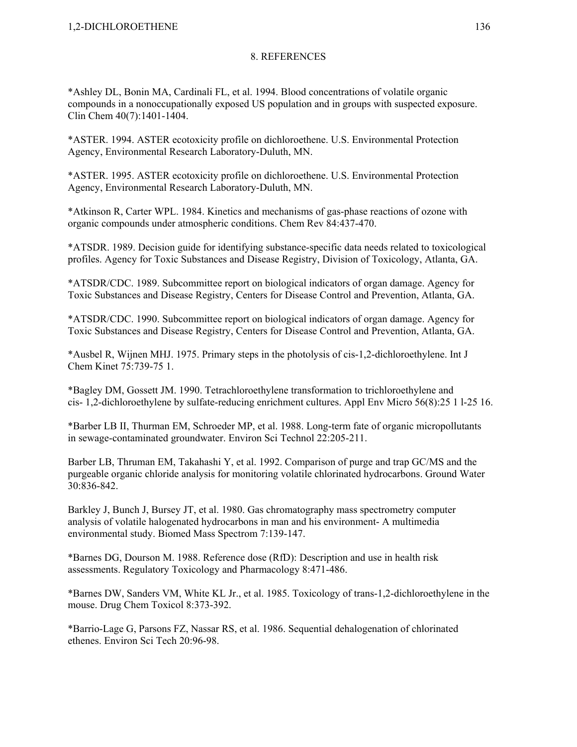# 8. REFERENCES

*Ashley DL, Bonin MA, Cardinali FL, et al. 1994. Blood concentrations of volatile organic compounds in a nonoccupationally exposed US population and in groups with suspected exposure. Clin Chem 40(7):1401-1404.

*ASTER. 1994. ASTER ecotoxicity profile on dichloroethene. U.S. Environmental Protection Agency, Environmental Research Laboratory-Duluth, MN.

*ASTER. 1995. ASTER ecotoxicity profile on dichloroethene. U.S. Environmental Protection Agency, Environmental Research Laboratory-Duluth, MN.

*Atkinson R, Carter WPL. 1984. Kinetics and mechanisms of gas-phase reactions of ozone with organic compounds under atmospheric conditions. Chem Rev 84:437-470.

*ATSDR. 1989. Decision guide for identifying substance-specific data needs related to toxicological profiles. Agency for Toxic Substances and Disease Registry, Division of Toxicology, Atlanta, GA.

*ATSDR/CDC. 1989. Subcommittee report on biological indicators of organ damage. Agency for Toxic Substances and Disease Registry, Centers for Disease Control and Prevention, Atlanta, GA.

*ATSDR/CDC. 1990. Subcommittee report on biological indicators of organ damage. Agency for Toxic Substances and Disease Registry, Centers for Disease Control and Prevention, Atlanta, GA.

*Ausbel R, Wijnen MHJ. 1975. Primary steps in the photolysis of cis-1,2-dichloroethylene. Int J Chem Kinet 75:739-75 1.

*Bagley DM, Gossett JM. 1990. Tetrachloroethylene transformation to trichloroethylene and cis- 1,2-dichloroethylene by sulfate-reducing enrichment cultures. Appl Env Micro 56(8):25 1 l-25 16.

*Barber LB II, Thurman EM, Schroeder MP, et al. 1988. Long-term fate of organic micropollutants in sewage-contaminated groundwater. Environ Sci Technol 22:205-211.

Barber LB, Thruman EM, Takahashi Y, et al. 1992. Comparison of purge and trap GC/MS and the purgeable organic chloride analysis for monitoring volatile chlorinated hydrocarbons. Ground Water 30:836-842.

Barkley J, Bunch J, Bursey JT, et al. 1980. Gas chromatography mass spectrometry computer analysis of volatile halogenated hydrocarbons in man and his environment- A multimedia environmental study. Biomed Mass Spectrom 7:139-147.

*Barnes DG, Dourson M. 1988. Reference dose (RfD): Description and use in health risk assessments. Regulatory Toxicology and Pharmacology 8:471-486.

*Barnes DW, Sanders VM, White KL Jr., et al. 1985. Toxicology of trans-1,2-dichloroethylene in the mouse. Drug Chem Toxicol 8:373-392.

*Barrio-Lage G, Parsons FZ, Nassar RS, et al. 1986. Sequential dehalogenation of chlorinated ethenes. Environ Sci Tech 20:96-98.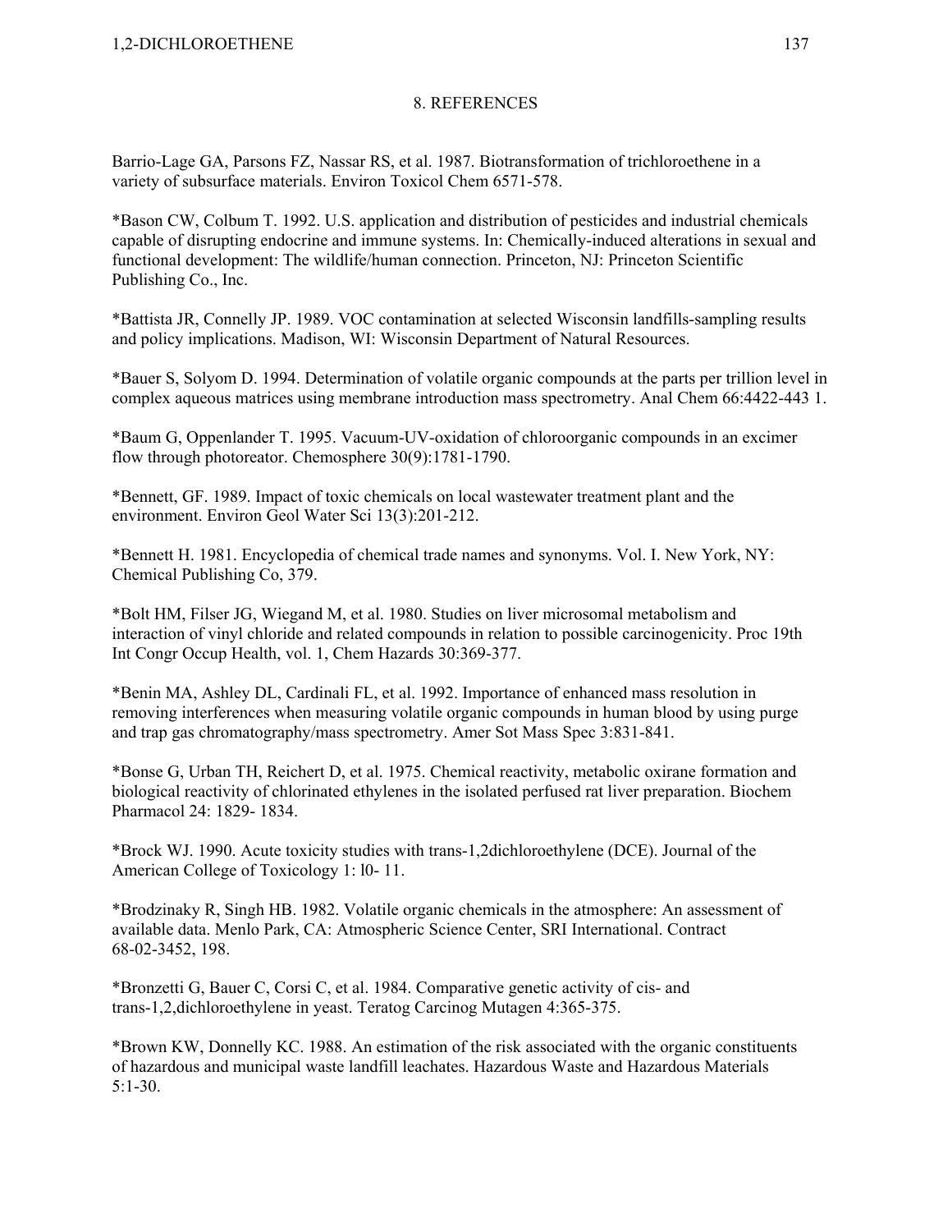# 8. REFERENCES

Barrio-Lage GA, Parsons FZ, Nassar RS, et al. 1987. Biotransformation of trichloroethene in a variety of subsurface materials. Environ Toxicol Chem 6571-578.

*Bason CW, Colbum T. 1992. U.S. application and distribution of pesticides and industrial chemicals capable of disrupting endocrine and immune systems. In: Chemically-induced alterations in sexual and functional development: The wildlife/human connection. Princeton, NJ: Princeton Scientific Publishing Co., Inc.

*Battista JR, Connelly JP. 1989. VOC contamination at selected Wisconsin landfills-sampling results and policy implications. Madison, WI: Wisconsin Department of Natural Resources.

*Bauer S, Solyom D. 1994. Determination of volatile organic compounds at the parts per trillion level in complex aqueous matrices using membrane introduction mass spectrometry. Anal Chem 66:4422-443 1.

*Baum G, Oppenlander T. 1995. Vacuum-UV-oxidation of chloroorganic compounds in an excimer flow through photoreator. Chemosphere 30(9):1781-1790.

*Bennett, GF. 1989. Impact of toxic chemicals on local wastewater treatment plant and the environment. Environ Geol Water Sci 13(3):201-212.

*Bennett H. 1981. Encyclopedia of chemical trade names and synonyms. Vol. I. New York, NY: Chemical Publishing Co, 379.

*Bolt HM, Filser JG, Wiegand M, et al. 1980. Studies on liver microsomal metabolism and interaction of vinyl chloride and related compounds in relation to possible carcinogenicity. Proc 19th Int Congr Occup Health, vol. 1, Chem Hazards 30:369-377.

*Benin MA, Ashley DL, Cardinali FL, et al. 1992. Importance of enhanced mass resolution in removing interferences when measuring volatile organic compounds in human blood by using purge and trap gas chromatography/mass spectrometry. Amer Sot Mass Spec 3:831-841.

*Bonse G, Urban TH, Reichert D, et al. 1975. Chemical reactivity, metabolic oxirane formation and biological reactivity of chlorinated ethylenes in the isolated perfused rat liver preparation. Biochem Pharmacol 24: 1829- 1834.

*Brock WJ. 1990. Acute toxicity studies with trans-1,2dichloroethylene (DCE). Journal of the American College of Toxicology 1: l0- 11.

*Brodzinaky R, Singh HB. 1982. Volatile organic chemicals in the atmosphere: An assessment of available data. Menlo Park, CA: Atmospheric Science Center, SRI International. Contract 68-02-3452, 198.

*Bronzetti G, Bauer C, Corsi C, et al. 1984. Comparative genetic activity of cis- and trans-1,2,dichloroethylene in yeast. Teratog Carcinog Mutagen 4:365-375.

*Brown KW, Donnelly KC. 1988. An estimation of the risk associated with the organic constituents of hazardous and municipal waste landfill leachates. Hazardous Waste and Hazardous Materials 5:1-30.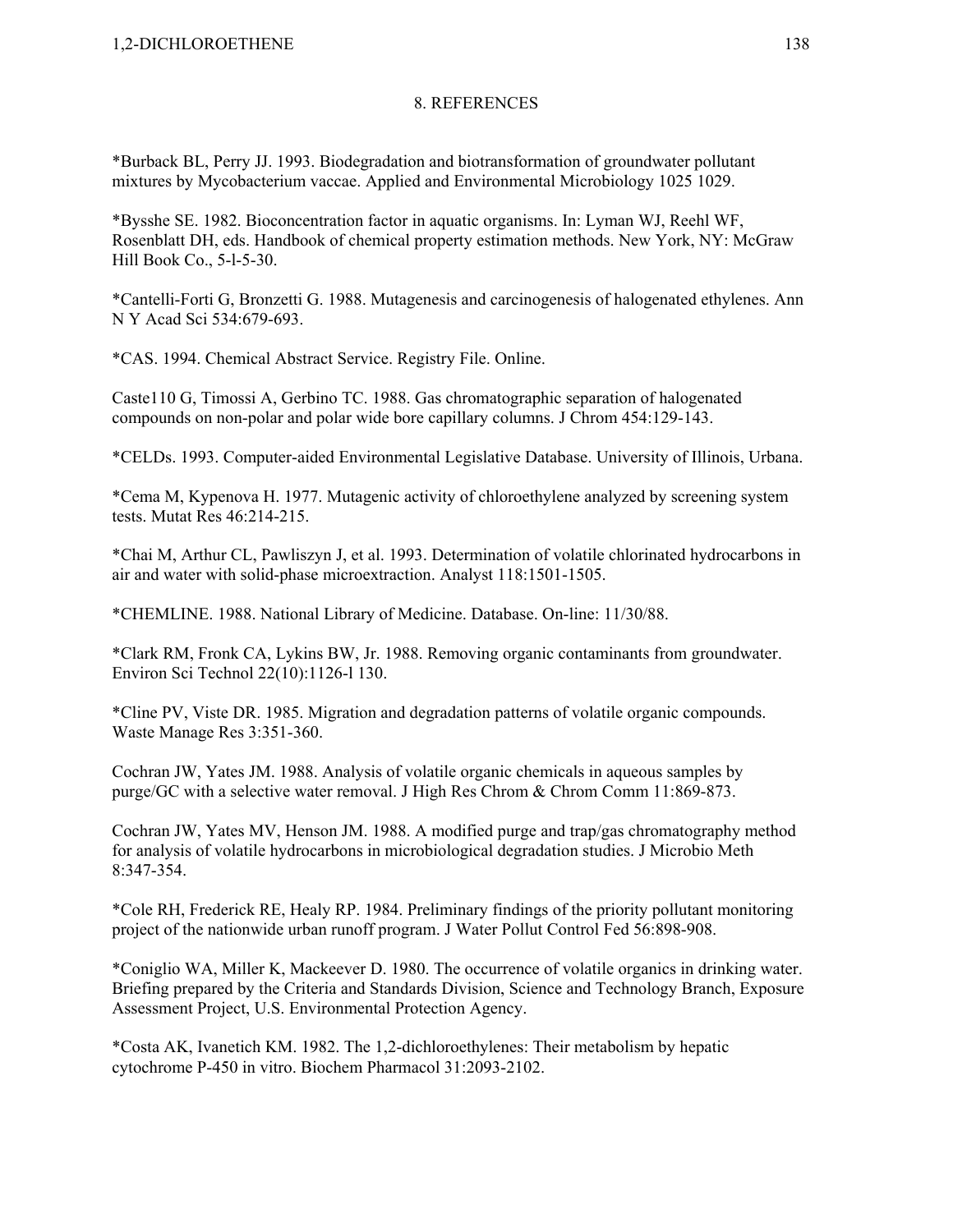## 8. REFERENCES

*Burback BL, Perry JJ. 1993. Biodegradation and biotransformation of groundwater pollutant mixtures by Mycobacterium vaccae. Applied and Environmental Microbiology 1025 1029.

*Bysshe SE. 1982. Bioconcentration factor in aquatic organisms. In: Lyman WJ, Reehl WF, Rosenblatt DH, eds. Handbook of chemical property estimation methods. New York, NY: McGraw Hill Book Co., 5-l-5-30.

*Cantelli-Forti G, Bronzetti G. 1988. Mutagenesis and carcinogenesis of halogenated ethylenes. Ann N Y Acad Sci 534:679-693.

*CAS. 1994. Chemical Abstract Service. Registry File. Online.

Caste110 G, Timossi A, Gerbino TC. 1988. Gas chromatographic separation of halogenated compounds on non-polar and polar wide bore capillary columns. J Chrom 454:129-143.

*CELDs. 1993. Computer-aided Environmental Legislative Database. University of Illinois, Urbana.

*Cema M, Kypenova H. 1977. Mutagenic activity of chloroethylene analyzed by screening system tests. Mutat Res 46:214-215.

*Chai M, Arthur CL, Pawliszyn J, et al. 1993. Determination of volatile chlorinated hydrocarbons in air and water with solid-phase microextraction. Analyst 118:1501-1505.

*CHEMLINE. 1988. National Library of Medicine. Database. On-line: 11/30/88.

*Clark RM, Fronk CA, Lykins BW, Jr. 1988. Removing organic contaminants from groundwater. Environ Sci Technol 22(10):1126-l 130.

*Cline PV, Viste DR. 1985. Migration and degradation patterns of volatile organic compounds. Waste Manage Res 3:351-360.

Cochran JW, Yates JM. 1988. Analysis of volatile organic chemicals in aqueous samples by purge/GC with a selective water removal. J High Res Chrom & Chrom Comm 11:869-873.

Cochran JW, Yates MV, Henson JM. 1988. A modified purge and trap/gas chromatography method for analysis of volatile hydrocarbons in microbiological degradation studies. J Microbio Meth 8:347-354.

*Cole RH, Frederick RE, Healy RP. 1984. Preliminary findings of the priority pollutant monitoring project of the nationwide urban runoff program. J Water Pollut Control Fed 56:898-908.

*Coniglio WA, Miller K, Mackeever D. 1980. The occurrence of volatile organics in drinking water. Briefing prepared by the Criteria and Standards Division, Science and Technology Branch, Exposure Assessment Project, U.S. Environmental Protection Agency.

*Costa AK, Ivanetich KM. 1982. The 1,2-dichloroethylenes: Their metabolism by hepatic cytochrome P-450 in vitro. Biochem Pharmacol 31:2093-2102.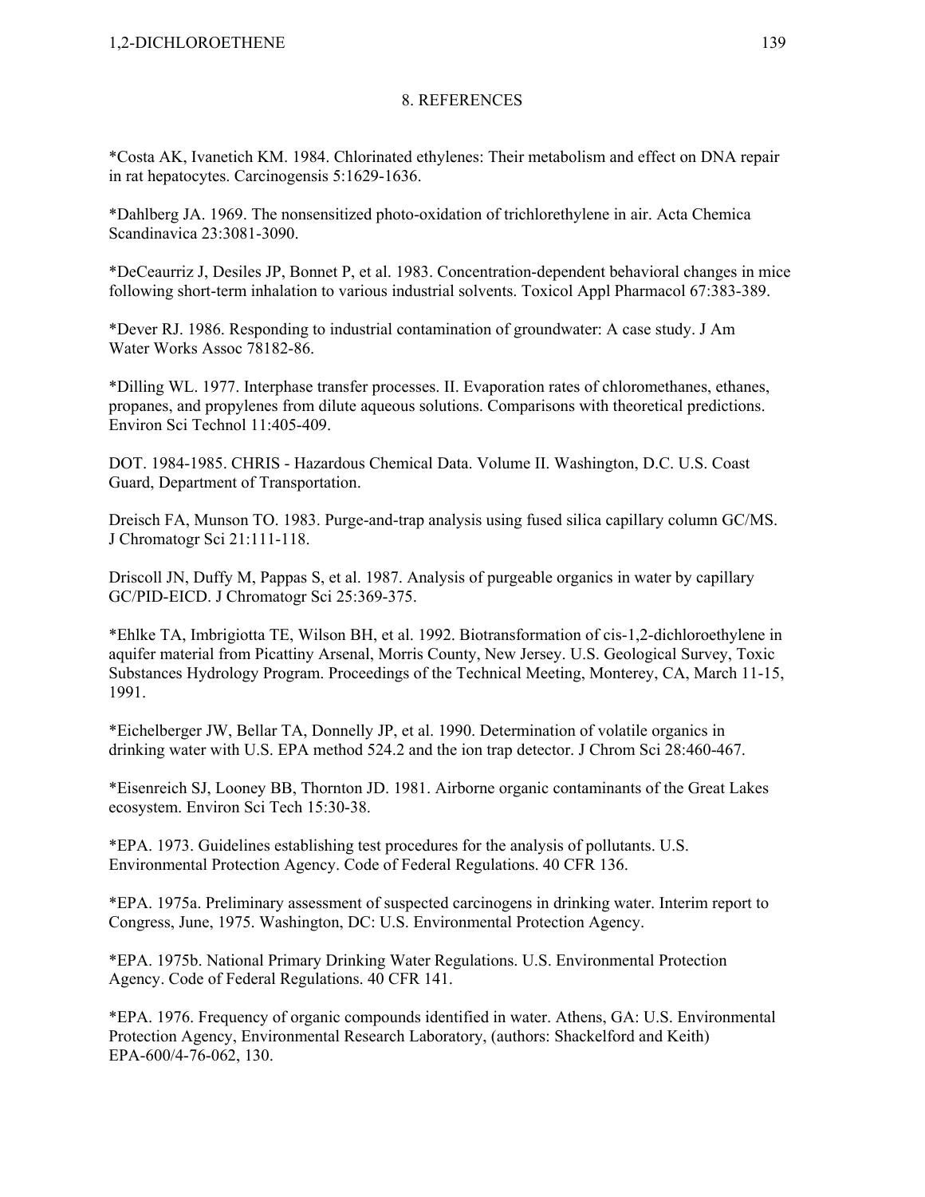## 8. REFERENCES

*Costa AK, Ivanetich KM. 1984. Chlorinated ethylenes: Their metabolism and effect on DNA repair in rat hepatocytes. Carcinogensis 5:1629-1636.

*Dahlberg JA. 1969. The nonsensitized photo-oxidation of trichlorethylene in air. Acta Chemica Scandinavica 23:3081-3090.

*DeCeaurriz J, Desiles JP, Bonnet P, et al. 1983. Concentration-dependent behavioral changes in mice following short-term inhalation to various industrial solvents. Toxicol Appl Pharmacol 67:383-389.

*Dever RJ. 1986. Responding to industrial contamination of groundwater: A case study. J Am Water Works Assoc 78182-86.

*Dilling WL. 1977. Interphase transfer processes. II. Evaporation rates of chloromethanes, ethanes, propanes, and propylenes from dilute aqueous solutions. Comparisons with theoretical predictions. Environ Sci Technol 11:405-409.

DOT. 1984-1985. CHRIS - Hazardous Chemical Data. Volume II. Washington, D.C. U.S. Coast Guard, Department of Transportation.

Dreisch FA, Munson TO. 1983. Purge-and-trap analysis using fused silica capillary column GC/MS. J Chromatogr Sci 21:111-118.

Driscoll JN, Duffy M, Pappas S, et al. 1987. Analysis of purgeable organics in water by capillary GC/PID-EICD. J Chromatogr Sci 25:369-375.

*Ehlke TA, Imbrigiotta TE, Wilson BH, et al. 1992. Biotransformation of cis-1,2-dichloroethylene in aquifer material from Picattiny Arsenal, Morris County, New Jersey. U.S. Geological Survey, Toxic Substances Hydrology Program. Proceedings of the Technical Meeting, Monterey, CA, March 11-15, 1991.

*Eichelberger JW, Bellar TA, Donnelly JP, et al. 1990. Determination of volatile organics in drinking water with U.S. EPA method 524.2 and the ion trap detector. J Chrom Sci 28:460-467.

*Eisenreich SJ, Looney BB, Thornton JD. 1981. Airborne organic contaminants of the Great Lakes ecosystem. Environ Sci Tech 15:30-38.

*EPA. 1973. Guidelines establishing test procedures for the analysis of pollutants. U.S. Environmental Protection Agency. Code of Federal Regulations. 40 CFR 136.

*EPA. 1975a. Preliminary assessment of suspected carcinogens in drinking water. Interim report to Congress, June, 1975. Washington, DC: U.S. Environmental Protection Agency.

*EPA. 1975b. National Primary Drinking Water Regulations. U.S. Environmental Protection Agency. Code of Federal Regulations. 40 CFR 141.

*EPA. 1976. Frequency of organic compounds identified in water. Athens, GA: U.S. Environmental Protection Agency, Environmental Research Laboratory, (authors: Shackelford and Keith) EPA-600/4-76-062, 130.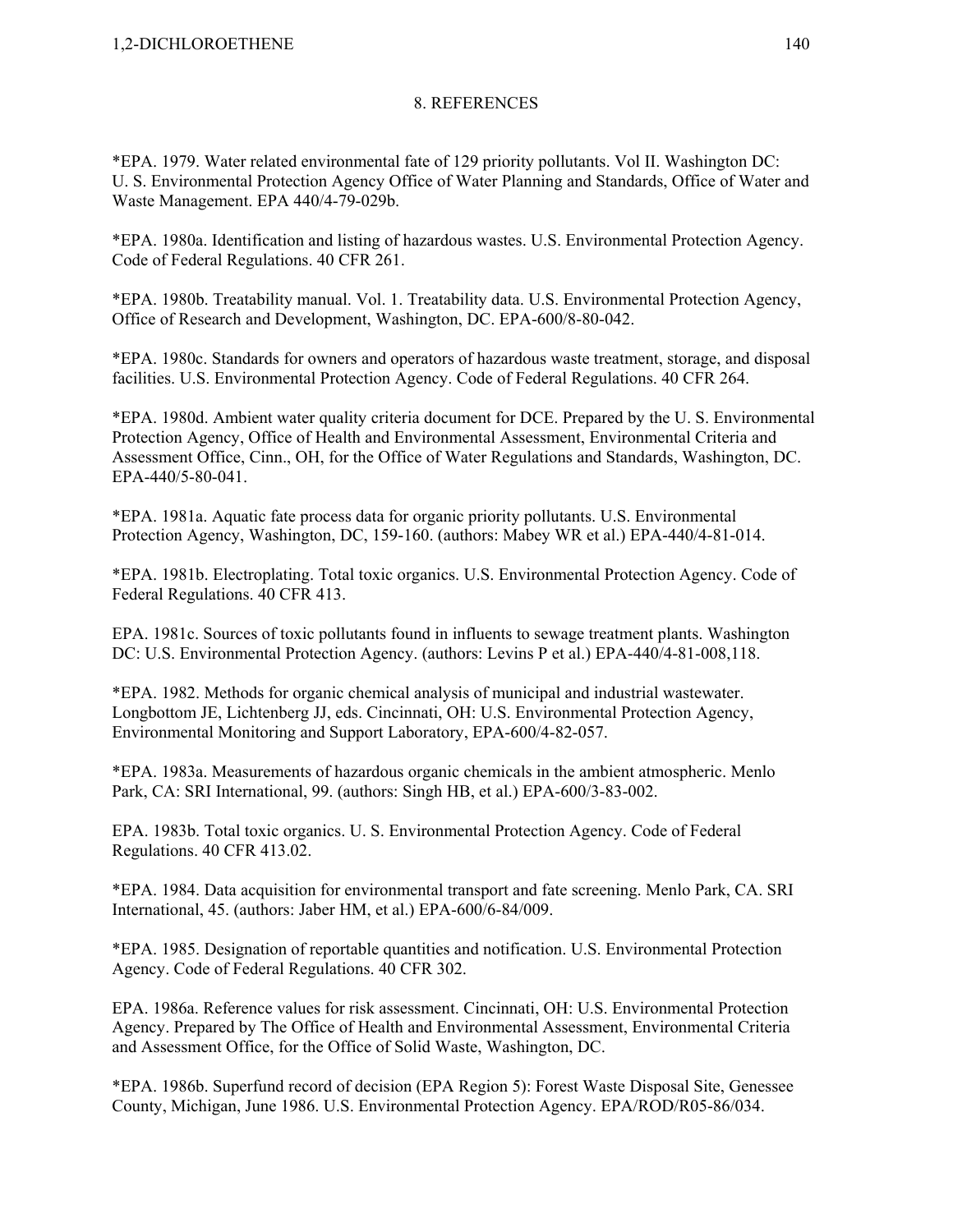## 8. REFERENCES

*EPA. 1979. Water related environmental fate of 129 priority pollutants. Vol II. Washington DC: U. S. Environmental Protection Agency Office of Water Planning and Standards, Office of Water and Waste Management. EPA 440/4-79-029b.

*EPA. 1980a. Identification and listing of hazardous wastes. U.S. Environmental Protection Agency. Code of Federal Regulations. 40 CFR 261.

*EPA. 1980b. Treatability manual. Vol. 1. Treatability data. U.S. Environmental Protection Agency, Office of Research and Development, Washington, DC. EPA-600/8-80-042.

*EPA. 1980c. Standards for owners and operators of hazardous waste treatment, storage, and disposal facilities. U.S. Environmental Protection Agency. Code of Federal Regulations. 40 CFR 264.

*EPA. 1980d. Ambient water quality criteria document for DCE. Prepared by the U. S. Environmental Protection Agency, Office of Health and Environmental Assessment, Environmental Criteria and Assessment Office, Cinn., OH, for the Office of Water Regulations and Standards, Washington, DC. EPA-440/5-80-041.

*EPA. 1981a. Aquatic fate process data for organic priority pollutants. U.S. Environmental Protection Agency, Washington, DC, 159-160. (authors: Mabey WR et al.) EPA-440/4-81-014.

*EPA. 1981b. Electroplating. Total toxic organics. U.S. Environmental Protection Agency. Code of Federal Regulations. 40 CFR 413.

EPA. 1981c. Sources of toxic pollutants found in influents to sewage treatment plants. Washington DC: U.S. Environmental Protection Agency. (authors: Levins P et al.) EPA-440/4-81-008,118.

*EPA. 1982. Methods for organic chemical analysis of municipal and industrial wastewater. Longbottom JE, Lichtenberg JJ, eds. Cincinnati, OH: U.S. Environmental Protection Agency, Environmental Monitoring and Support Laboratory, EPA-600/4-82-057.

*EPA. 1983a. Measurements of hazardous organic chemicals in the ambient atmospheric. Menlo Park, CA: SRI International, 99. (authors: Singh HB, et al.) EPA-600/3-83-002.

EPA. 1983b. Total toxic organics. U. S. Environmental Protection Agency. Code of Federal Regulations. 40 CFR 413.02.

*EPA. 1984. Data acquisition for environmental transport and fate screening. Menlo Park, CA. SRI International, 45. (authors: Jaber HM, et al.) EPA-600/6-84/009.

*EPA. 1985. Designation of reportable quantities and notification. U.S. Environmental Protection Agency. Code of Federal Regulations. 40 CFR 302.

EPA. 1986a. Reference values for risk assessment. Cincinnati, OH: U.S. Environmental Protection Agency. Prepared by The Office of Health and Environmental Assessment, Environmental Criteria and Assessment Office, for the Office of Solid Waste, Washington, DC.

*EPA. 1986b. Superfund record of decision (EPA Region 5): Forest Waste Disposal Site, Genessee County, Michigan, June 1986. U.S. Environmental Protection Agency. EPA/ROD/R05-86/034.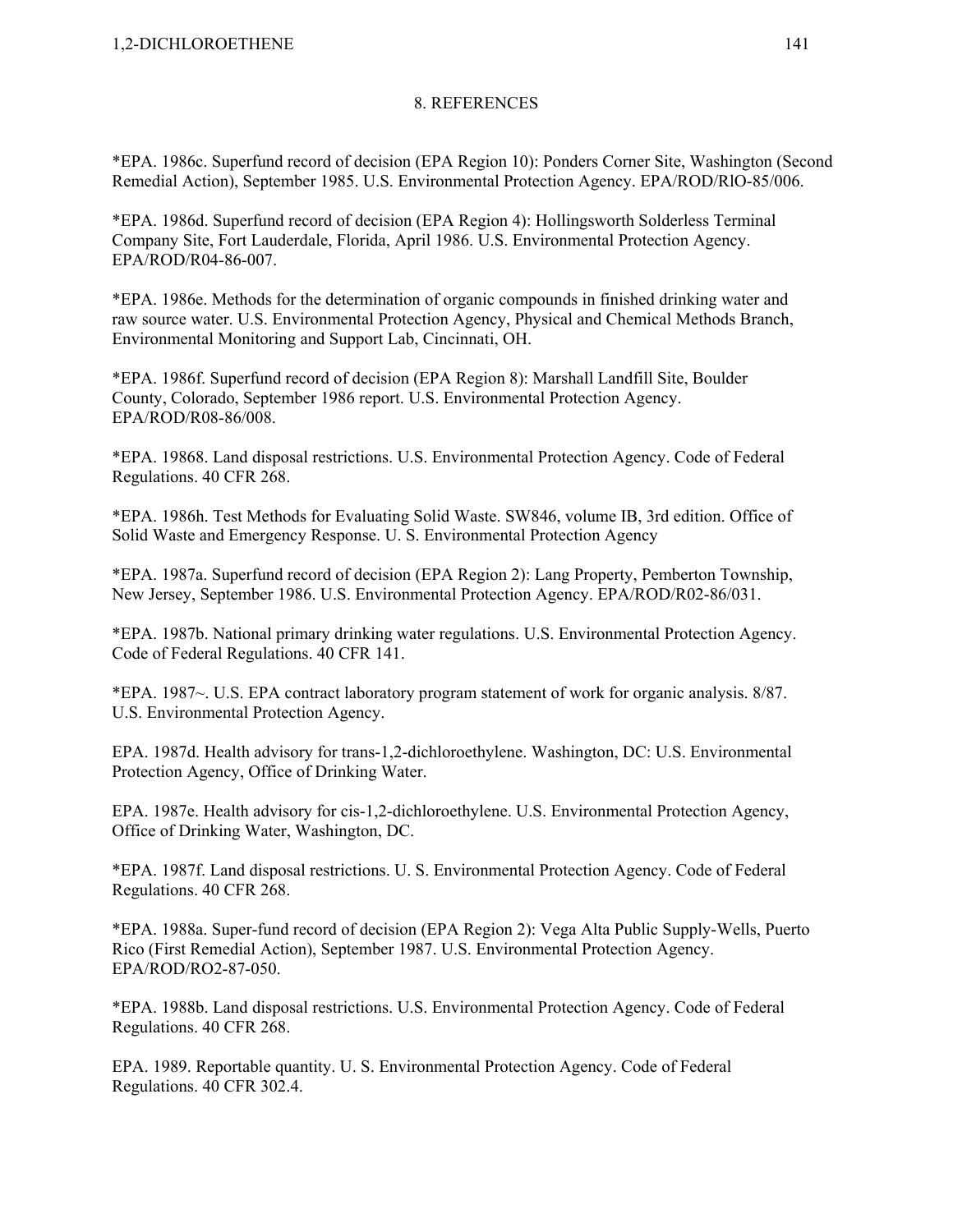# 8. REFERENCES

*EPA. 1986c. Superfund record of decision (EPA Region 10): Ponders Corner Site, Washington (Second Remedial Action), September 1985. U.S. Environmental Protection Agency. EPA/ROD/RlO-85/006.

*EPA. 1986d. Superfund record of decision (EPA Region 4): Hollingsworth Solderless Terminal Company Site, Fort Lauderdale, Florida, April 1986. U.S. Environmental Protection Agency. EPA/ROD/R04-86-007.

*EPA. 1986e. Methods for the determination of organic compounds in finished drinking water and raw source water. U.S. Environmental Protection Agency, Physical and Chemical Methods Branch, Environmental Monitoring and Support Lab, Cincinnati, OH.

*EPA. 1986f. Superfund record of decision (EPA Region 8): Marshall Landfill Site, Boulder County, Colorado, September 1986 report. U.S. Environmental Protection Agency. EPA/ROD/R08-86/008.

*EPA. 19868. Land disposal restrictions. U.S. Environmental Protection Agency. Code of Federal Regulations. 40 CFR 268.

*EPA. 1986h. Test Methods for Evaluating Solid Waste. SW846, volume IB, 3rd edition. Office of Solid Waste and Emergency Response. U. S. Environmental Protection Agency

*EPA. 1987a. Superfund record of decision (EPA Region 2): Lang Property, Pemberton Township, New Jersey, September 1986. U.S. Environmental Protection Agency. EPA/ROD/R02-86/031.

*EPA. 1987b. National primary drinking water regulations. U.S. Environmental Protection Agency. Code of Federal Regulations. 40 CFR 141.

*EPA. 1987~. U.S. EPA contract laboratory program statement of work for organic analysis. 8/87. U.S. Environmental Protection Agency.

EPA. 1987d. Health advisory for trans-1,2-dichloroethylene. Washington, DC: U.S. Environmental Protection Agency, Office of Drinking Water.

EPA. 1987e. Health advisory for cis-1,2-dichloroethylene. U.S. Environmental Protection Agency, Office of Drinking Water, Washington, DC.

*EPA. 1987f. Land disposal restrictions. U. S. Environmental Protection Agency. Code of Federal Regulations. 40 CFR 268.

*EPA. 1988a. Super-fund record of decision (EPA Region 2): Vega Alta Public Supply-Wells, Puerto Rico (First Remedial Action), September 1987. U.S. Environmental Protection Agency. EPA/ROD/RO2-87-050.

*EPA. 1988b. Land disposal restrictions. U.S. Environmental Protection Agency. Code of Federal Regulations. 40 CFR 268.

EPA. 1989. Reportable quantity. U. S. Environmental Protection Agency. Code of Federal Regulations. 40 CFR 302.4.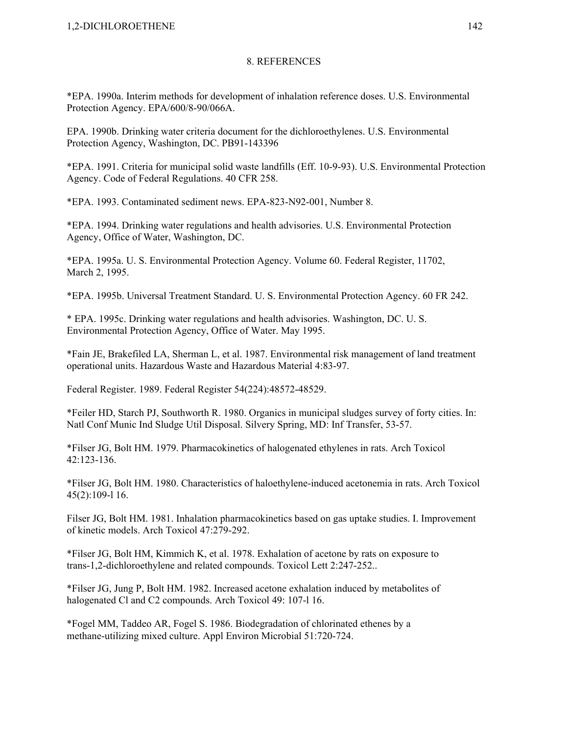## 8. REFERENCES

*EPA. 1990a. Interim methods for development of inhalation reference doses. U.S. Environmental Protection Agency. EPA/600/8-90/066A.

EPA. 1990b. Drinking water criteria document for the dichloroethylenes. U.S. Environmental Protection Agency, Washington, DC. PB91-143396

*EPA. 1991. Criteria for municipal solid waste landfills (Eff. 10-9-93). U.S. Environmental Protection Agency. Code of Federal Regulations. 40 CFR 258.

*EPA. 1993. Contaminated sediment news. EPA-823-N92-001, Number 8.

*EPA. 1994. Drinking water regulations and health advisories. U.S. Environmental Protection Agency, Office of Water, Washington, DC.

*EPA. 1995a. U. S. Environmental Protection Agency. Volume 60. Federal Register, 11702, March 2, 1995.

*EPA. 1995b. Universal Treatment Standard. U. S. Environmental Protection Agency. 60 FR 242.

* EPA. 1995c. Drinking water regulations and health advisories. Washington, DC. U. S. Environmental Protection Agency, Office of Water. May 1995.

*Fain JE, Brakefiled LA, Sherman L, et al. 1987. Environmental risk management of land treatment operational units. Hazardous Waste and Hazardous Material 4:83-97.

Federal Register. 1989. Federal Register 54(224):48572-48529.

*Feiler HD, Starch PJ, Southworth R. 1980. Organics in municipal sludges survey of forty cities. In: Natl Conf Munic Ind Sludge Util Disposal. Silvery Spring, MD: Inf Transfer, 53-57.

*Filser JG, Bolt HM. 1979. Pharmacokinetics of halogenated ethylenes in rats. Arch Toxicol 42:123-136.

*Filser JG, Bolt HM. 1980. Characteristics of haloethylene-induced acetonemia in rats. Arch Toxicol 45(2):109-l 16.

Filser JG, Bolt HM. 1981. Inhalation pharmacokinetics based on gas uptake studies. I. Improvement of kinetic models. Arch Toxicol 47:279-292.

*Filser JG, Bolt HM, Kimmich K, et al. 1978. Exhalation of acetone by rats on exposure to trans-1,2-dichloroethylene and related compounds. Toxicol Lett 2:247-252..

*Filser JG, Jung P, Bolt HM. 1982. Increased acetone exhalation induced by metabolites of halogenated Cl and C2 compounds. Arch Toxicol 49: 107-l 16.

*Fogel MM, Taddeo AR, Fogel S. 1986. Biodegradation of chlorinated ethenes by a methane-utilizing mixed culture. Appl Environ Microbial 51:720-724.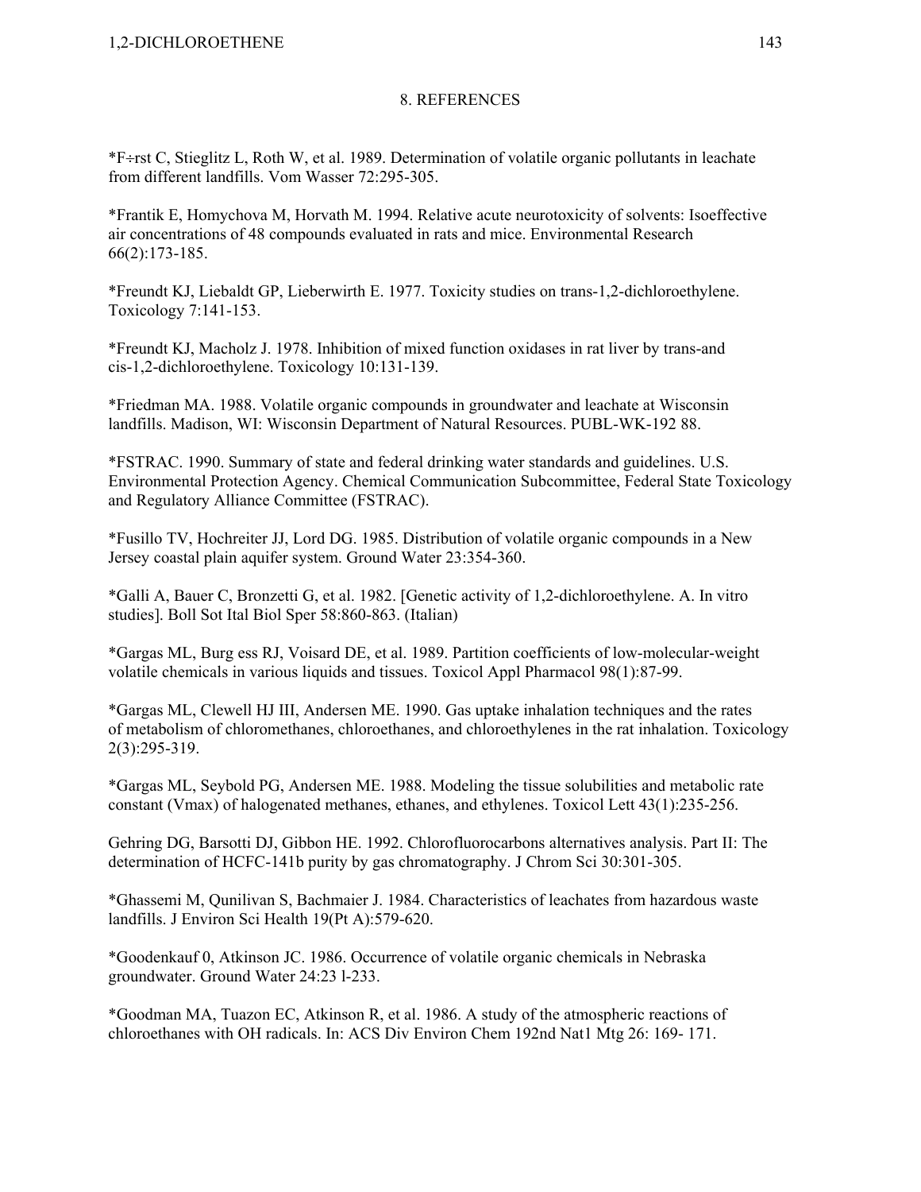## 8. REFERENCES

*F÷rst C, Stieglitz L, Roth W, et al. 1989. Determination of volatile organic pollutants in leachate from different landfills. Vom Wasser 72:295-305.

*Frantik E, Homychova M, Horvath M. 1994. Relative acute neurotoxicity of solvents: Isoeffective air concentrations of 48 compounds evaluated in rats and mice. Environmental Research 66(2):173-185.

*Freundt KJ, Liebaldt GP, Lieberwirth E. 1977. Toxicity studies on trans-1,2-dichloroethylene. Toxicology 7:141-153.

*Freundt KJ, Macholz J. 1978. Inhibition of mixed function oxidases in rat liver by trans-and cis-1,2-dichloroethylene. Toxicology 10:131-139.

*Friedman MA. 1988. Volatile organic compounds in groundwater and leachate at Wisconsin landfills. Madison, WI: Wisconsin Department of Natural Resources. PUBL-WK-192 88.

*FSTRAC. 1990. Summary of state and federal drinking water standards and guidelines. U.S. Environmental Protection Agency. Chemical Communication Subcommittee, Federal State Toxicology and Regulatory Alliance Committee (FSTRAC).

*Fusillo TV, Hochreiter JJ, Lord DG. 1985. Distribution of volatile organic compounds in a New Jersey coastal plain aquifer system. Ground Water 23:354-360.

*Galli A, Bauer C, Bronzetti G, et al. 1982. [Genetic activity of 1,2-dichloroethylene. A. In vitro studies]. Boll Sot Ital Biol Sper 58:860-863. (Italian)

*Gargas ML, Burg ess RJ, Voisard DE, et al. 1989. Partition coefficients of low-molecular-weight volatile chemicals in various liquids and tissues. Toxicol Appl Pharmacol 98(1):87-99.

*Gargas ML, Clewell HJ III, Andersen ME. 1990. Gas uptake inhalation techniques and the rates of metabolism of chloromethanes, chloroethanes, and chloroethylenes in the rat inhalation. Toxicology 2(3):295-319.

*Gargas ML, Seybold PG, Andersen ME. 1988. Modeling the tissue solubilities and metabolic rate constant (Vmax) of halogenated methanes, ethanes, and ethylenes. Toxicol Lett 43(1):235-256.

Gehring DG, Barsotti DJ, Gibbon HE. 1992. Chlorofluorocarbons alternatives analysis. Part II: The determination of HCFC-141b purity by gas chromatography. J Chrom Sci 30:301-305.

*Ghassemi M, Qunilivan S, Bachmaier J. 1984. Characteristics of leachates from hazardous waste landfills. J Environ Sci Health 19(Pt A):579-620.

*Goodenkauf 0, Atkinson JC. 1986. Occurrence of volatile organic chemicals in Nebraska groundwater. Ground Water 24:23 l-233.

*Goodman MA, Tuazon EC, Atkinson R, et al. 1986. A study of the atmospheric reactions of chloroethanes with OH radicals. In: ACS Div Environ Chem 192nd Nat1 Mtg 26: 169- 171.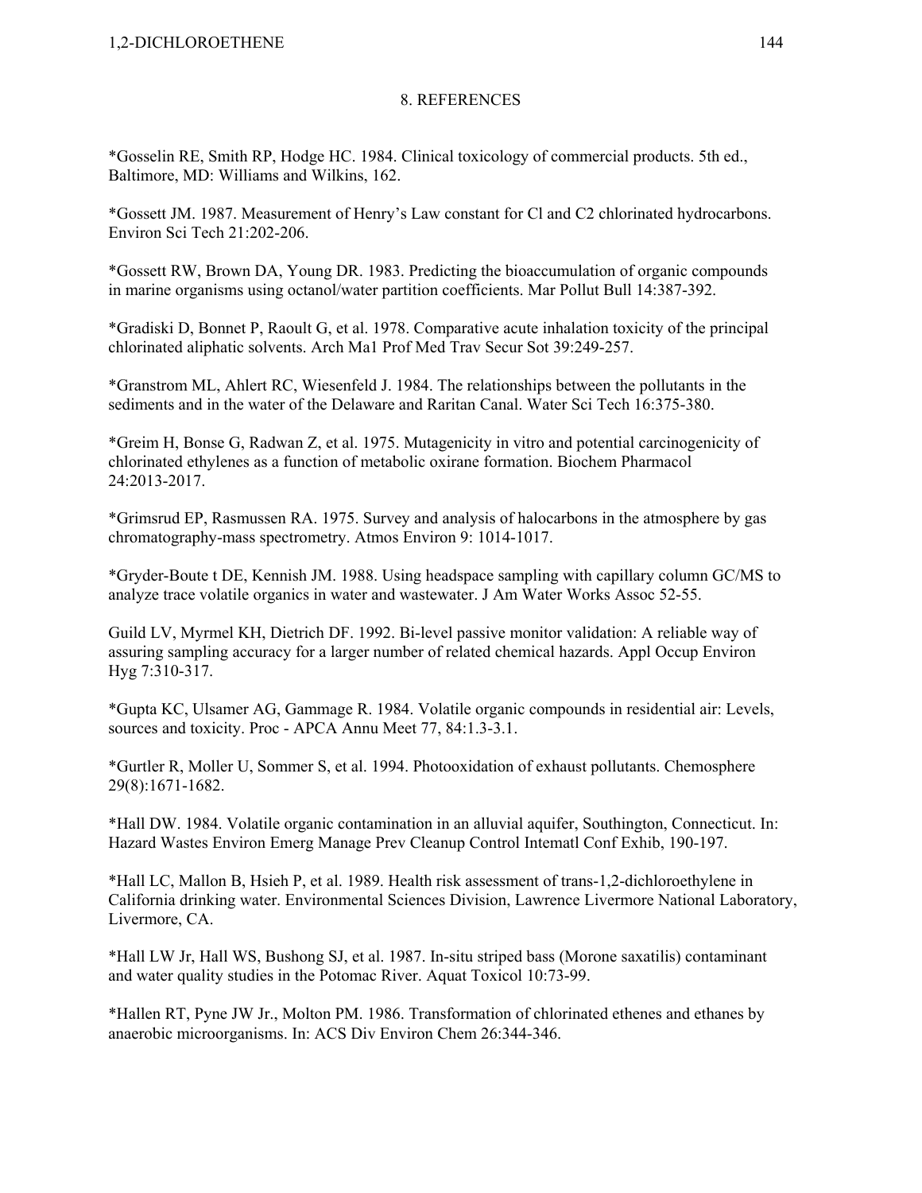# 8. REFERENCES

*Gosselin RE, Smith RP, Hodge HC. 1984. Clinical toxicology of commercial products. 5th ed., Baltimore, MD: Williams and Wilkins, 162.

*Gossett JM. 1987. Measurement of Henry's Law constant for Cl and C2 chlorinated hydrocarbons. Environ Sci Tech 21:202-206.

*Gossett RW, Brown DA, Young DR. 1983. Predicting the bioaccumulation of organic compounds in marine organisms using octanol/water partition coefficients. Mar Pollut Bull 14:387-392.

*Gradiski D, Bonnet P, Raoult G, et al. 1978. Comparative acute inhalation toxicity of the principal chlorinated aliphatic solvents. Arch Ma1 Prof Med Trav Secur Sot 39:249-257.

*Granstrom ML, Ahlert RC, Wiesenfeld J. 1984. The relationships between the pollutants in the sediments and in the water of the Delaware and Raritan Canal. Water Sci Tech 16:375-380.

*Greim H, Bonse G, Radwan Z, et al. 1975. Mutagenicity in vitro and potential carcinogenicity of chlorinated ethylenes as a function of metabolic oxirane formation. Biochem Pharmacol 24:2013-2017.

*Grimsrud EP, Rasmussen RA. 1975. Survey and analysis of halocarbons in the atmosphere by gas chromatography-mass spectrometry. Atmos Environ 9: 1014-1017.

*Gryder-Boute t DE, Kennish JM. 1988. Using headspace sampling with capillary column GC/MS to analyze trace volatile organics in water and wastewater. J Am Water Works Assoc 52-55.

Guild LV, Myrmel KH, Dietrich DF. 1992. Bi-level passive monitor validation: A reliable way of assuring sampling accuracy for a larger number of related chemical hazards. Appl Occup Environ Hyg 7:310-317.

*Gupta KC, Ulsamer AG, Gammage R. 1984. Volatile organic compounds in residential air: Levels, sources and toxicity. Proc - APCA Annu Meet 77, 84:1.3-3.1.

*Gurtler R, Moller U, Sommer S, et al. 1994. Photooxidation of exhaust pollutants. Chemosphere 29(8):1671-1682.

*Hall DW. 1984. Volatile organic contamination in an alluvial aquifer, Southington, Connecticut. In: Hazard Wastes Environ Emerg Manage Prev Cleanup Control Intematl Conf Exhib, 190-197.

*Hall LC, Mallon B, Hsieh P, et al. 1989. Health risk assessment of trans-1,2-dichloroethylene in California drinking water. Environmental Sciences Division, Lawrence Livermore National Laboratory, Livermore, CA.

*Hall LW Jr, Hall WS, Bushong SJ, et al. 1987. In-situ striped bass (Morone saxatilis) contaminant and water quality studies in the Potomac River. Aquat Toxicol 10:73-99.

*Hallen RT, Pyne JW Jr., Molton PM. 1986. Transformation of chlorinated ethenes and ethanes by anaerobic microorganisms. In: ACS Div Environ Chem 26:344-346.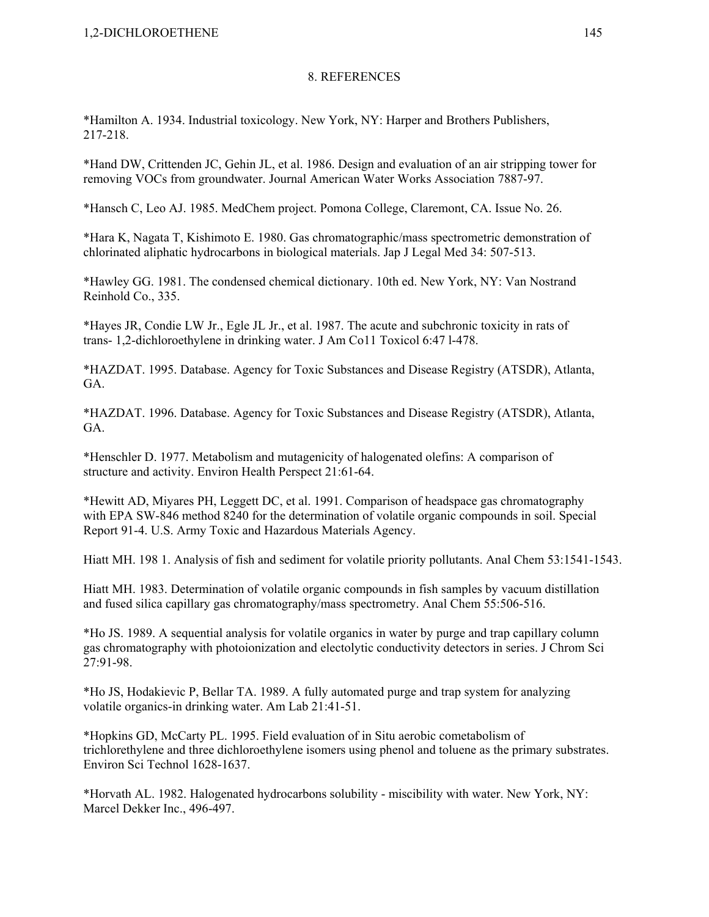## 8. REFERENCES

*Hamilton A. 1934. Industrial toxicology. New York, NY: Harper and Brothers Publishers, 217-218.

*Hand DW, Crittenden JC, Gehin JL, et al. 1986. Design and evaluation of an air stripping tower for removing VOCs from groundwater. Journal American Water Works Association 7887-97.

*Hansch C, Leo AJ. 1985. MedChem project. Pomona College, Claremont, CA. Issue No. 26.

*Hara K, Nagata T, Kishimoto E. 1980. Gas chromatographic/mass spectrometric demonstration of chlorinated aliphatic hydrocarbons in biological materials. Jap J Legal Med 34: 507-513.

*Hawley GG. 1981. The condensed chemical dictionary. 10th ed. New York, NY: Van Nostrand Reinhold Co., 335.

*Hayes JR, Condie LW Jr., Egle JL Jr., et al. 1987. The acute and subchronic toxicity in rats of trans- 1,2-dichloroethylene in drinking water. J Am Co11 Toxicol 6:47 l-478.

*HAZDAT. 1995. Database. Agency for Toxic Substances and Disease Registry (ATSDR), Atlanta, GA.

*HAZDAT. 1996. Database. Agency for Toxic Substances and Disease Registry (ATSDR), Atlanta, GA.

*Henschler D. 1977. Metabolism and mutagenicity of halogenated olefins: A comparison of structure and activity. Environ Health Perspect 21:61-64.

*Hewitt AD, Miyares PH, Leggett DC, et al. 1991. Comparison of headspace gas chromatography with EPA SW-846 method 8240 for the determination of volatile organic compounds in soil. Special Report 91-4. U.S. Army Toxic and Hazardous Materials Agency.

Hiatt MH. 198 1. Analysis of fish and sediment for volatile priority pollutants. Anal Chem 53:1541-1543.

Hiatt MH. 1983. Determination of volatile organic compounds in fish samples by vacuum distillation and fused silica capillary gas chromatography/mass spectrometry. Anal Chem 55:506-516.

*Ho JS. 1989. A sequential analysis for volatile organics in water by purge and trap capillary column gas chromatography with photoionization and electolytic conductivity detectors in series. J Chrom Sci 27:91-98.

*Ho JS, Hodakievic P, Bellar TA. 1989. A fully automated purge and trap system for analyzing volatile organics-in drinking water. Am Lab 21:41-51.

*Hopkins GD, McCarty PL. 1995. Field evaluation of in Situ aerobic cometabolism of trichlorethylene and three dichloroethylene isomers using phenol and toluene as the primary substrates. Environ Sci Technol 1628-1637.

*Horvath AL. 1982. Halogenated hydrocarbons solubility - miscibility with water. New York, NY: Marcel Dekker Inc., 496-497.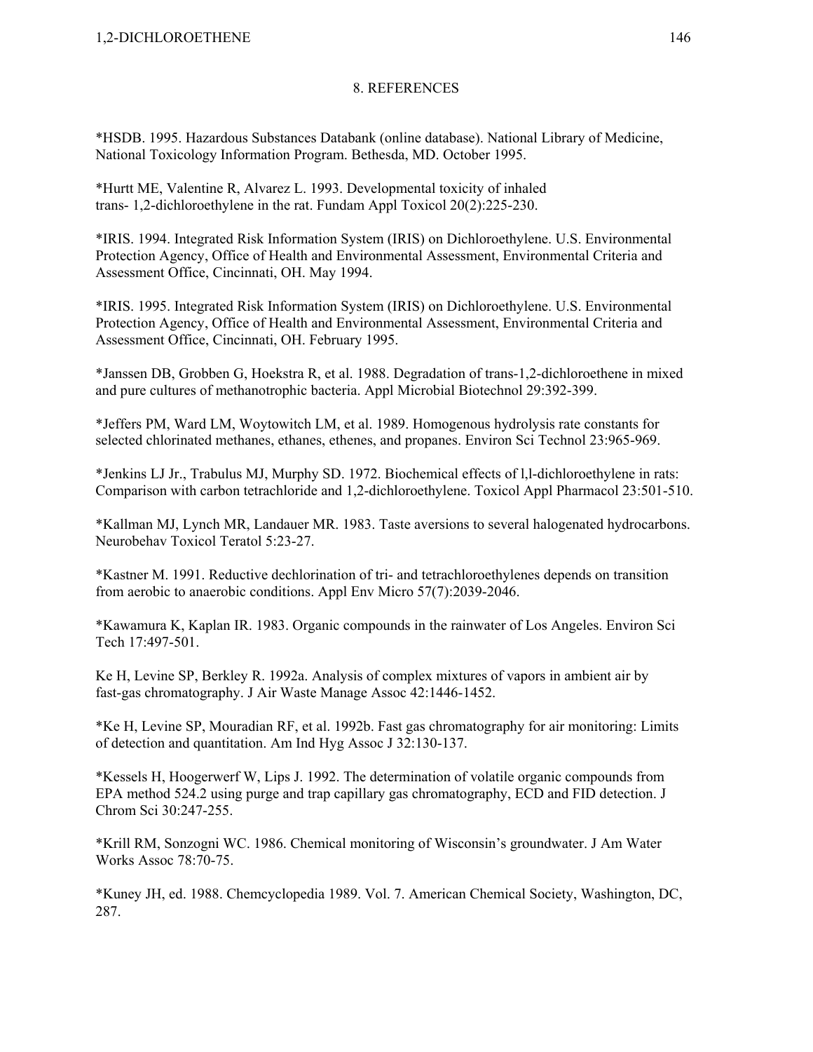# 8. REFERENCES

*HSDB. 1995. Hazardous Substances Databank (online database). National Library of Medicine, National Toxicology Information Program. Bethesda, MD. October 1995.

*Hurtt ME, Valentine R, Alvarez L. 1993. Developmental toxicity of inhaled trans- 1,2-dichloroethylene in the rat. Fundam Appl Toxicol 20(2):225-230.

*IRIS. 1994. Integrated Risk Information System (IRIS) on Dichloroethylene. U.S. Environmental Protection Agency, Office of Health and Environmental Assessment, Environmental Criteria and Assessment Office, Cincinnati, OH. May 1994.

*IRIS. 1995. Integrated Risk Information System (IRIS) on Dichloroethylene. U.S. Environmental Protection Agency, Office of Health and Environmental Assessment, Environmental Criteria and Assessment Office, Cincinnati, OH. February 1995.

*Janssen DB, Grobben G, Hoekstra R, et al. 1988. Degradation of trans-1,2-dichloroethene in mixed and pure cultures of methanotrophic bacteria. Appl Microbial Biotechnol 29:392-399.

*Jeffers PM, Ward LM, Woytowitch LM, et al. 1989. Homogenous hydrolysis rate constants for selected chlorinated methanes, ethanes, ethenes, and propanes. Environ Sci Technol 23:965-969.

*Jenkins LJ Jr., Trabulus MJ, Murphy SD. 1972. Biochemical effects of l,l-dichloroethylene in rats: Comparison with carbon tetrachloride and 1,2-dichloroethylene. Toxicol Appl Pharmacol 23:501-510.

*Kallman MJ, Lynch MR, Landauer MR. 1983. Taste aversions to several halogenated hydrocarbons. Neurobehav Toxicol Teratol 5:23-27.

*Kastner M. 1991. Reductive dechlorination of tri- and tetrachloroethylenes depends on transition from aerobic to anaerobic conditions. Appl Env Micro 57(7):2039-2046.

*Kawamura K, Kaplan IR. 1983. Organic compounds in the rainwater of Los Angeles. Environ Sci Tech 17:497-501.

Ke H, Levine SP, Berkley R. 1992a. Analysis of complex mixtures of vapors in ambient air by fast-gas chromatography. J Air Waste Manage Assoc 42:1446-1452.

*Ke H, Levine SP, Mouradian RF, et al. 1992b. Fast gas chromatography for air monitoring: Limits of detection and quantitation. Am Ind Hyg Assoc J 32:130-137.

*Kessels H, Hoogerwerf W, Lips J. 1992. The determination of volatile organic compounds from EPA method 524.2 using purge and trap capillary gas chromatography, ECD and FID detection. J Chrom Sci 30:247-255.

*Krill RM, Sonzogni WC. 1986. Chemical monitoring of Wisconsin's groundwater. J Am Water Works Assoc 78:70-75.

*Kuney JH, ed. 1988. Chemcyclopedia 1989. Vol. 7. American Chemical Society, Washington, DC, 287.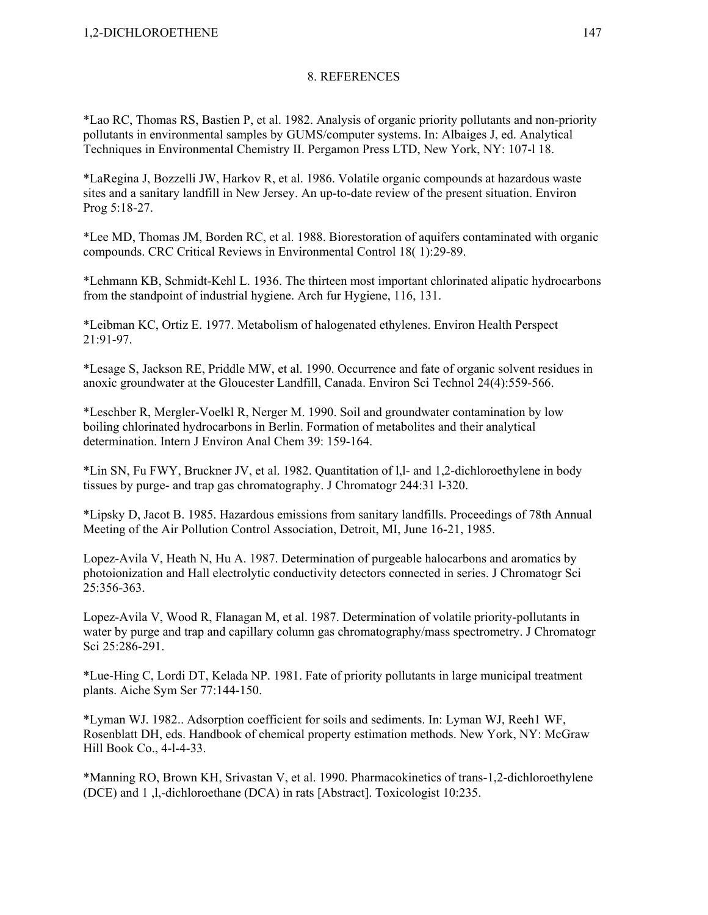# 8. REFERENCES

*Lao RC, Thomas RS, Bastien P, et al. 1982. Analysis of organic priority pollutants and non-priority pollutants in environmental samples by GUMS/computer systems. In: Albaiges J, ed. Analytical Techniques in Environmental Chemistry II. Pergamon Press LTD, New York, NY: 107-l 18.

*LaRegina J, Bozzelli JW, Harkov R, et al. 1986. Volatile organic compounds at hazardous waste sites and a sanitary landfill in New Jersey. An up-to-date review of the present situation. Environ Prog 5:18-27.

*Lee MD, Thomas JM, Borden RC, et al. 1988. Biorestoration of aquifers contaminated with organic compounds. CRC Critical Reviews in Environmental Control 18( 1):29-89.

*Lehmann KB, Schmidt-Kehl L. 1936. The thirteen most important chlorinated alipatic hydrocarbons from the standpoint of industrial hygiene. Arch fur Hygiene, 116, 131.

*Leibman KC, Ortiz E. 1977. Metabolism of halogenated ethylenes. Environ Health Perspect 21:91-97.

*Lesage S, Jackson RE, Priddle MW, et al. 1990. Occurrence and fate of organic solvent residues in anoxic groundwater at the Gloucester Landfill, Canada. Environ Sci Technol 24(4):559-566.

*Leschber R, Mergler-Voelkl R, Nerger M. 1990. Soil and groundwater contamination by low boiling chlorinated hydrocarbons in Berlin. Formation of metabolites and their analytical determination. Intern J Environ Anal Chem 39: 159-164.

*Lin SN, Fu FWY, Bruckner JV, et al. 1982. Quantitation of l,l- and 1,2-dichloroethylene in body tissues by purge- and trap gas chromatography. J Chromatogr 244:31 l-320.

*Lipsky D, Jacot B. 1985. Hazardous emissions from sanitary landfills. Proceedings of 78th Annual Meeting of the Air Pollution Control Association, Detroit, MI, June 16-21, 1985.

Lopez-Avila V, Heath N, Hu A. 1987. Determination of purgeable halocarbons and aromatics by photoionization and Hall electrolytic conductivity detectors connected in series. J Chromatogr Sci 25:356-363.

Lopez-Avila V, Wood R, Flanagan M, et al. 1987. Determination of volatile priority-pollutants in water by purge and trap and capillary column gas chromatography/mass spectrometry. J Chromatogr Sci 25:286-291.

*Lue-Hing C, Lordi DT, Kelada NP. 1981. Fate of priority pollutants in large municipal treatment plants. Aiche Sym Ser 77:144-150.

*Lyman WJ. 1982.. Adsorption coefficient for soils and sediments. In: Lyman WJ, Reeh1 WF, Rosenblatt DH, eds. Handbook of chemical property estimation methods. New York, NY: McGraw Hill Book Co., 4-l-4-33.

*Manning RO, Brown KH, Srivastan V, et al. 1990. Pharmacokinetics of trans-1,2-dichloroethylene (DCE) and 1 ,l,-dichloroethane (DCA) in rats [Abstract]. Toxicologist 10:235.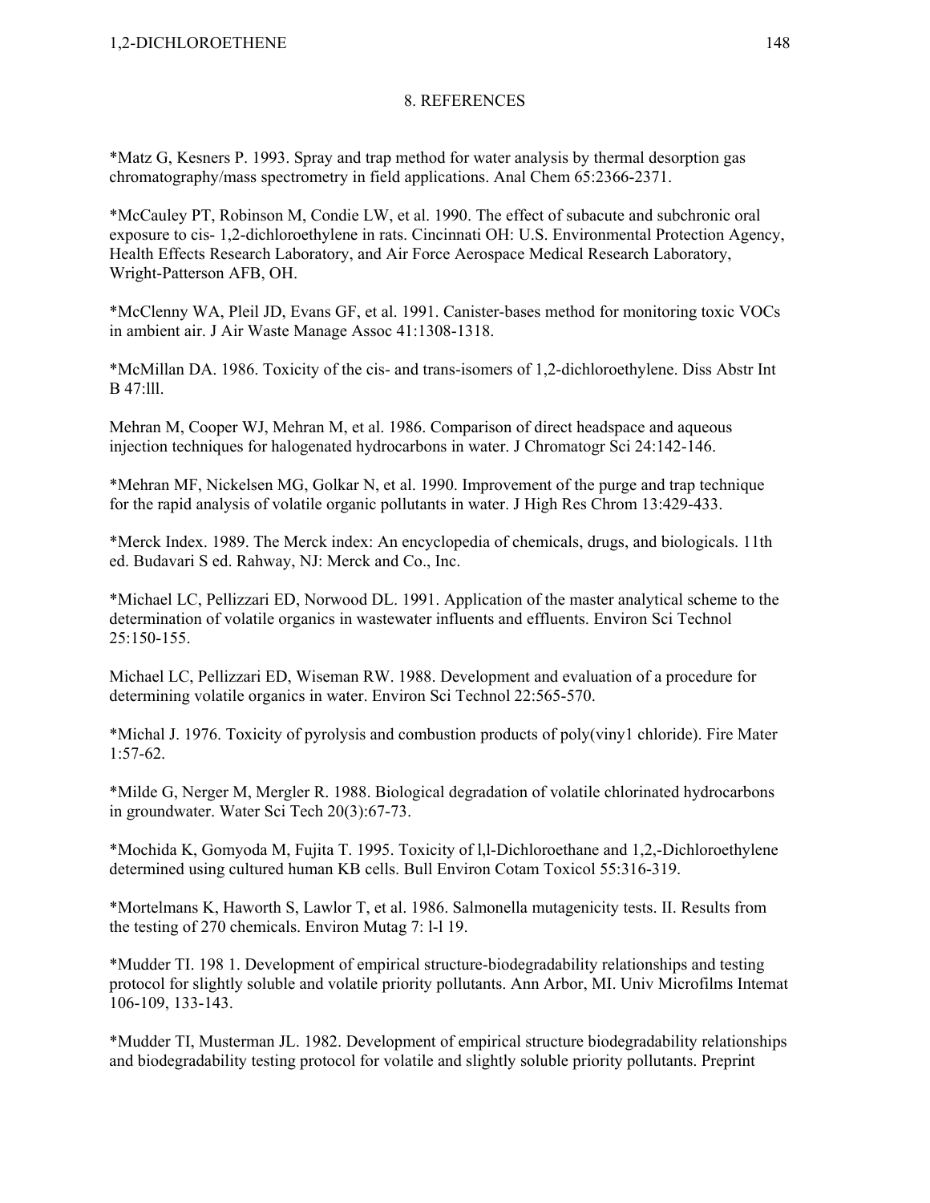# 8. REFERENCES

*Matz G, Kesners P. 1993. Spray and trap method for water analysis by thermal desorption gas chromatography/mass spectrometry in field applications. Anal Chem 65:2366-2371.

*McCauley PT, Robinson M, Condie LW, et al. 1990. The effect of subacute and subchronic oral exposure to cis- 1,2-dichloroethylene in rats. Cincinnati OH: U.S. Environmental Protection Agency, Health Effects Research Laboratory, and Air Force Aerospace Medical Research Laboratory, Wright-Patterson AFB, OH.

*McClenny WA, Pleil JD, Evans GF, et al. 1991. Canister-bases method for monitoring toxic VOCs in ambient air. J Air Waste Manage Assoc 41:1308-1318.

*McMillan DA. 1986. Toxicity of the cis- and trans-isomers of 1,2-dichloroethylene. Diss Abstr Int B 47:lll.

Mehran M, Cooper WJ, Mehran M, et al. 1986. Comparison of direct headspace and aqueous injection techniques for halogenated hydrocarbons in water. J Chromatogr Sci 24:142-146.

*Mehran MF, Nickelsen MG, Golkar N, et al. 1990. Improvement of the purge and trap technique for the rapid analysis of volatile organic pollutants in water. J High Res Chrom 13:429-433.

*Merck Index. 1989. The Merck index: An encyclopedia of chemicals, drugs, and biologicals. 11th ed. Budavari S ed. Rahway, NJ: Merck and Co., Inc.

*Michael LC, Pellizzari ED, Norwood DL. 1991. Application of the master analytical scheme to the determination of volatile organics in wastewater influents and effluents. Environ Sci Technol 25:150-155.

Michael LC, Pellizzari ED, Wiseman RW. 1988. Development and evaluation of a procedure for determining volatile organics in water. Environ Sci Technol 22:565-570.

*Michal J. 1976. Toxicity of pyrolysis and combustion products of poly(viny1 chloride). Fire Mater 1:57-62.

*Milde G, Nerger M, Mergler R. 1988. Biological degradation of volatile chlorinated hydrocarbons in groundwater. Water Sci Tech 20(3):67-73.

*Mochida K, Gomyoda M, Fujita T. 1995. Toxicity of l,l-Dichloroethane and 1,2,-Dichloroethylene determined using cultured human KB cells. Bull Environ Cotam Toxicol 55:316-319.

*Mortelmans K, Haworth S, Lawlor T, et al. 1986. Salmonella mutagenicity tests. II. Results from the testing of 270 chemicals. Environ Mutag 7: l-l 19.

*Mudder TI. 198 1. Development of empirical structure-biodegradability relationships and testing protocol for slightly soluble and volatile priority pollutants. Ann Arbor, MI. Univ Microfilms Intemat 106-109, 133-143.

*Mudder TI, Musterman JL. 1982. Development of empirical structure biodegradability relationships and biodegradability testing protocol for volatile and slightly soluble priority pollutants. Preprint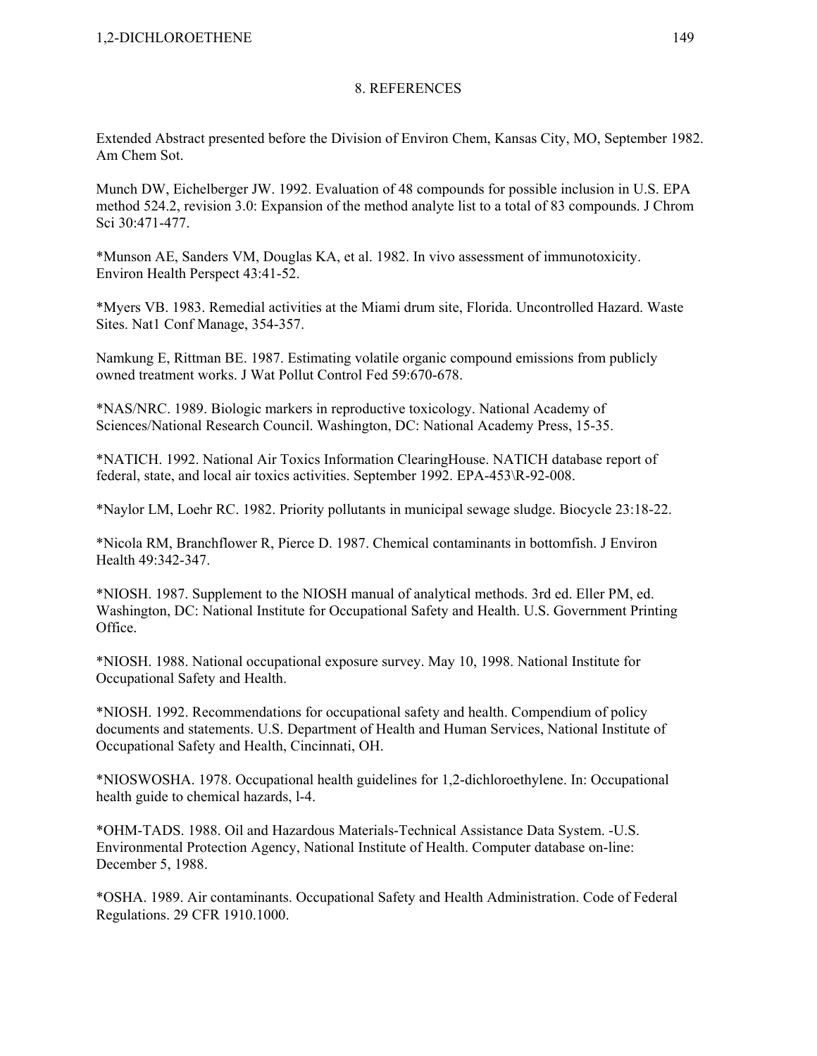# 8. REFERENCES

Extended Abstract presented before the Division of Environ Chem, Kansas City, MO, September 1982. Am Chem Sot.

Munch DW, Eichelberger JW. 1992. Evaluation of 48 compounds for possible inclusion in U.S. EPA method 524.2, revision 3.0: Expansion of the method analyte list to a total of 83 compounds. J Chrom Sci 30:471-477.

*Munson AE, Sanders VM, Douglas KA, et al. 1982. In vivo assessment of immunotoxicity. Environ Health Perspect 43:41-52.

*Myers VB. 1983. Remedial activities at the Miami drum site, Florida. Uncontrolled Hazard. Waste Sites. Nat1 Conf Manage, 354-357.

Namkung E, Rittman BE. 1987. Estimating volatile organic compound emissions from publicly owned treatment works. J Wat Pollut Control Fed 59:670-678.

*NAS/NRC. 1989. Biologic markers in reproductive toxicology. National Academy of Sciences/National Research Council. Washington, DC: National Academy Press, 15-35.

*NATICH. 1992. National Air Toxics Information ClearingHouse. NATICH database report of federal, state, and local air toxics activities. September 1992. EPA-453\R-92-008.

*Naylor LM, Loehr RC. 1982. Priority pollutants in municipal sewage sludge. Biocycle 23:18-22.

*Nicola RM, Branchflower R, Pierce D. 1987. Chemical contaminants in bottomfish. J Environ Health 49:342-347.

*NIOSH. 1987. Supplement to the NIOSH manual of analytical methods. 3rd ed. Eller PM, ed. Washington, DC: National Institute for Occupational Safety and Health. U.S. Government Printing Office.

*NIOSH. 1988. National occupational exposure survey. May 10, 1998. National Institute for Occupational Safety and Health.

*NIOSH. 1992. Recommendations for occupational safety and health. Compendium of policy documents and statements. U.S. Department of Health and Human Services, National Institute of Occupational Safety and Health, Cincinnati, OH.

*NIOSWOSHA. 1978. Occupational health guidelines for 1,2-dichloroethylene. In: Occupational health guide to chemical hazards, l-4.

*OHM-TADS. 1988. Oil and Hazardous Materials-Technical Assistance Data System. -U.S. Environmental Protection Agency, National Institute of Health. Computer database on-line: December 5, 1988.

*OSHA. 1989. Air contaminants. Occupational Safety and Health Administration. Code of Federal Regulations. 29 CFR 1910.1000.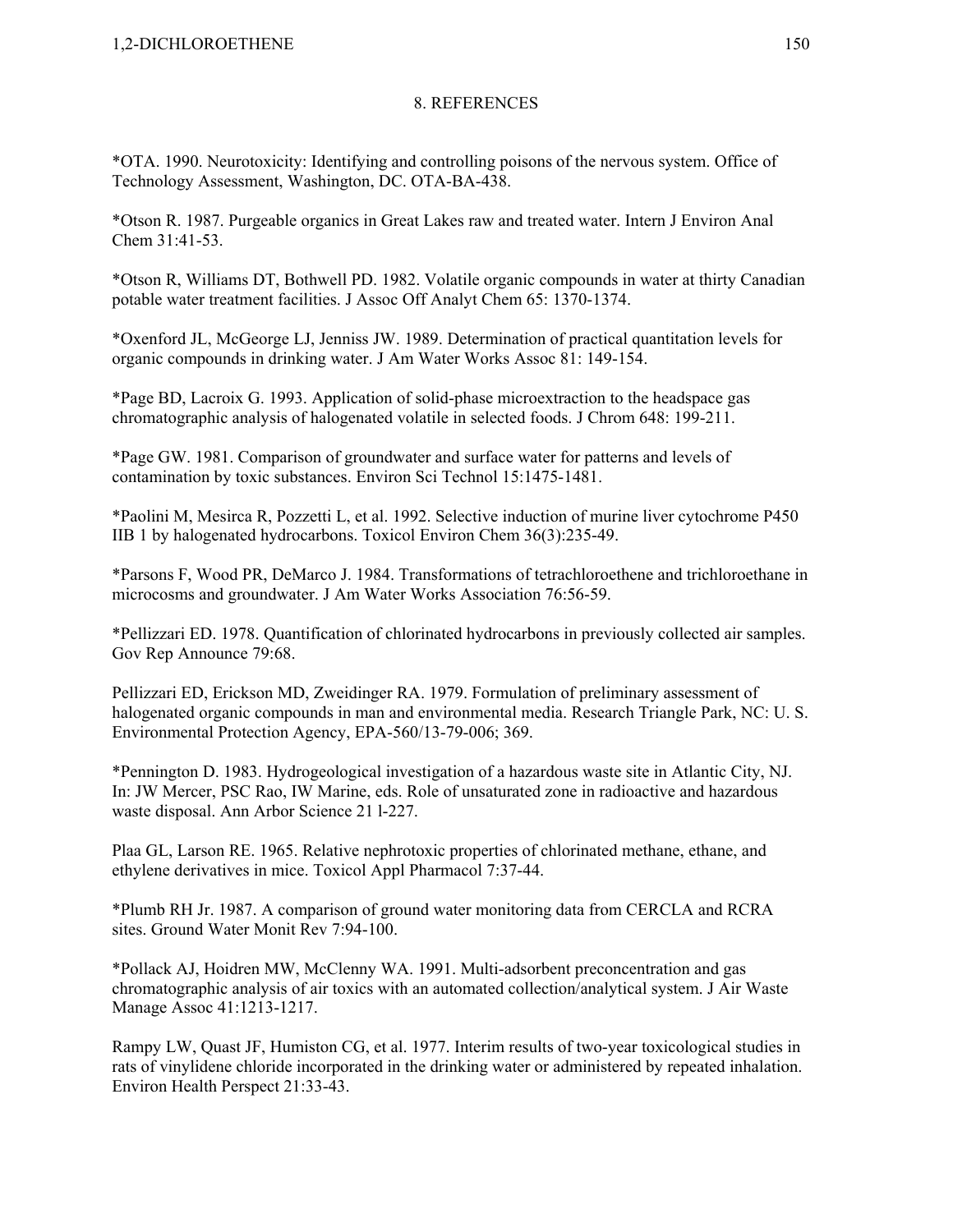# 8. REFERENCES

*OTA. 1990. Neurotoxicity: Identifying and controlling poisons of the nervous system. Office of Technology Assessment, Washington, DC. OTA-BA-438.

*Otson R. 1987. Purgeable organics in Great Lakes raw and treated water. Intern J Environ Anal Chem 31:41-53.

*Otson R, Williams DT, Bothwell PD. 1982. Volatile organic compounds in water at thirty Canadian potable water treatment facilities. J Assoc Off Analyt Chem 65: 1370-1374.

*Oxenford JL, McGeorge LJ, Jenniss JW. 1989. Determination of practical quantitation levels for organic compounds in drinking water. J Am Water Works Assoc 81: 149-154.

*Page BD, Lacroix G. 1993. Application of solid-phase microextraction to the headspace gas chromatographic analysis of halogenated volatile in selected foods. J Chrom 648: 199-211.

*Page GW. 1981. Comparison of groundwater and surface water for patterns and levels of contamination by toxic substances. Environ Sci Technol 15:1475-1481.

*Paolini M, Mesirca R, Pozzetti L, et al. 1992. Selective induction of murine liver cytochrome P450 IIB 1 by halogenated hydrocarbons. Toxicol Environ Chem 36(3):235-49.

*Parsons F, Wood PR, DeMarco J. 1984. Transformations of tetrachloroethene and trichloroethane in microcosms and groundwater. J Am Water Works Association 76:56-59.

*Pellizzari ED. 1978. Quantification of chlorinated hydrocarbons in previously collected air samples. Gov Rep Announce 79:68.

Pellizzari ED, Erickson MD, Zweidinger RA. 1979. Formulation of preliminary assessment of halogenated organic compounds in man and environmental media. Research Triangle Park, NC: U. S. Environmental Protection Agency, EPA-560/13-79-006; 369.

*Pennington D. 1983. Hydrogeological investigation of a hazardous waste site in Atlantic City, NJ. In: JW Mercer, PSC Rao, IW Marine, eds. Role of unsaturated zone in radioactive and hazardous waste disposal. Ann Arbor Science 21 l-227.

Plaa GL, Larson RE. 1965. Relative nephrotoxic properties of chlorinated methane, ethane, and ethylene derivatives in mice. Toxicol Appl Pharmacol 7:37-44.

*Plumb RH Jr. 1987. A comparison of ground water monitoring data from CERCLA and RCRA sites. Ground Water Monit Rev 7:94-100.

*Pollack AJ, Hoidren MW, McClenny WA. 1991. Multi-adsorbent preconcentration and gas chromatographic analysis of air toxics with an automated collection/analytical system. J Air Waste Manage Assoc 41:1213-1217.

Rampy LW, Quast JF, Humiston CG, et al. 1977. Interim results of two-year toxicological studies in rats of vinylidene chloride incorporated in the drinking water or administered by repeated inhalation. Environ Health Perspect 21:33-43.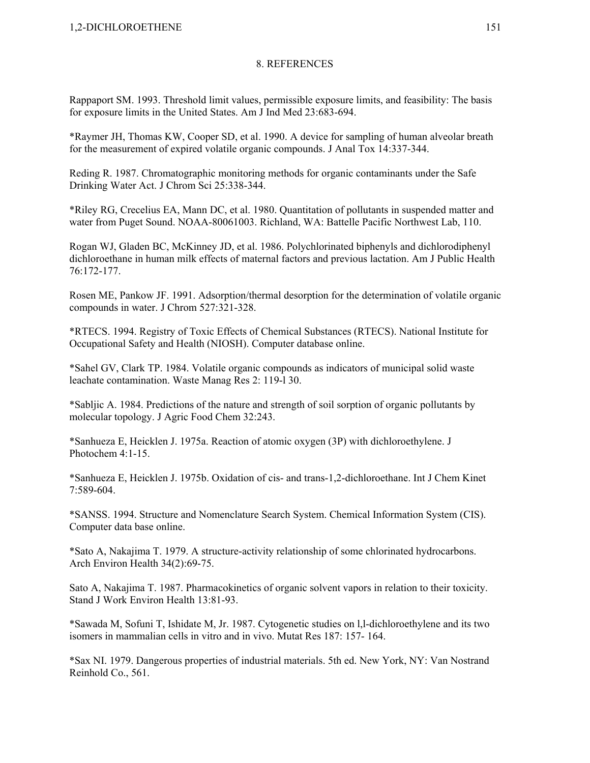# 8. REFERENCES

Rappaport SM. 1993. Threshold limit values, permissible exposure limits, and feasibility: The basis for exposure limits in the United States. Am J Ind Med 23:683-694.

*Raymer JH, Thomas KW, Cooper SD, et al. 1990. A device for sampling of human alveolar breath for the measurement of expired volatile organic compounds. J Anal Tox 14:337-344.

Reding R. 1987. Chromatographic monitoring methods for organic contaminants under the Safe Drinking Water Act. J Chrom Sci 25:338-344.

*Riley RG, Crecelius EA, Mann DC, et al. 1980. Quantitation of pollutants in suspended matter and water from Puget Sound. NOAA-80061003. Richland, WA: Battelle Pacific Northwest Lab, 110.

Rogan WJ, Gladen BC, McKinney JD, et al. 1986. Polychlorinated biphenyls and dichlorodiphenyl dichloroethane in human milk effects of maternal factors and previous lactation. Am J Public Health 76:172-177.

Rosen ME, Pankow JF. 1991. Adsorption/thermal desorption for the determination of volatile organic compounds in water. J Chrom 527:321-328.

*RTECS. 1994. Registry of Toxic Effects of Chemical Substances (RTECS). National Institute for Occupational Safety and Health (NIOSH). Computer database online.

*Sahel GV, Clark TP. 1984. Volatile organic compounds as indicators of municipal solid waste leachate contamination. Waste Manag Res 2: 119-l 30.

*Sabljic A. 1984. Predictions of the nature and strength of soil sorption of organic pollutants by molecular topology. J Agric Food Chem 32:243.

*Sanhueza E, Heicklen J. 1975a. Reaction of atomic oxygen (3P) with dichloroethylene. J Photochem 4:1-15.

*Sanhueza E, Heicklen J. 1975b. Oxidation of cis- and trans-1,2-dichloroethane. Int J Chem Kinet 7:589-604.

*SANSS. 1994. Structure and Nomenclature Search System. Chemical Information System (CIS). Computer data base online.

*Sato A, Nakajima T. 1979. A structure-activity relationship of some chlorinated hydrocarbons. Arch Environ Health 34(2):69-75.

Sato A, Nakajima T. 1987. Pharmacokinetics of organic solvent vapors in relation to their toxicity. Stand J Work Environ Health 13:81-93.

*Sawada M, Sofuni T, Ishidate M, Jr. 1987. Cytogenetic studies on l,l-dichloroethylene and its two isomers in mammalian cells in vitro and in vivo. Mutat Res 187: 157- 164.

*Sax NI. 1979. Dangerous properties of industrial materials. 5th ed. New York, NY: Van Nostrand Reinhold Co., 561.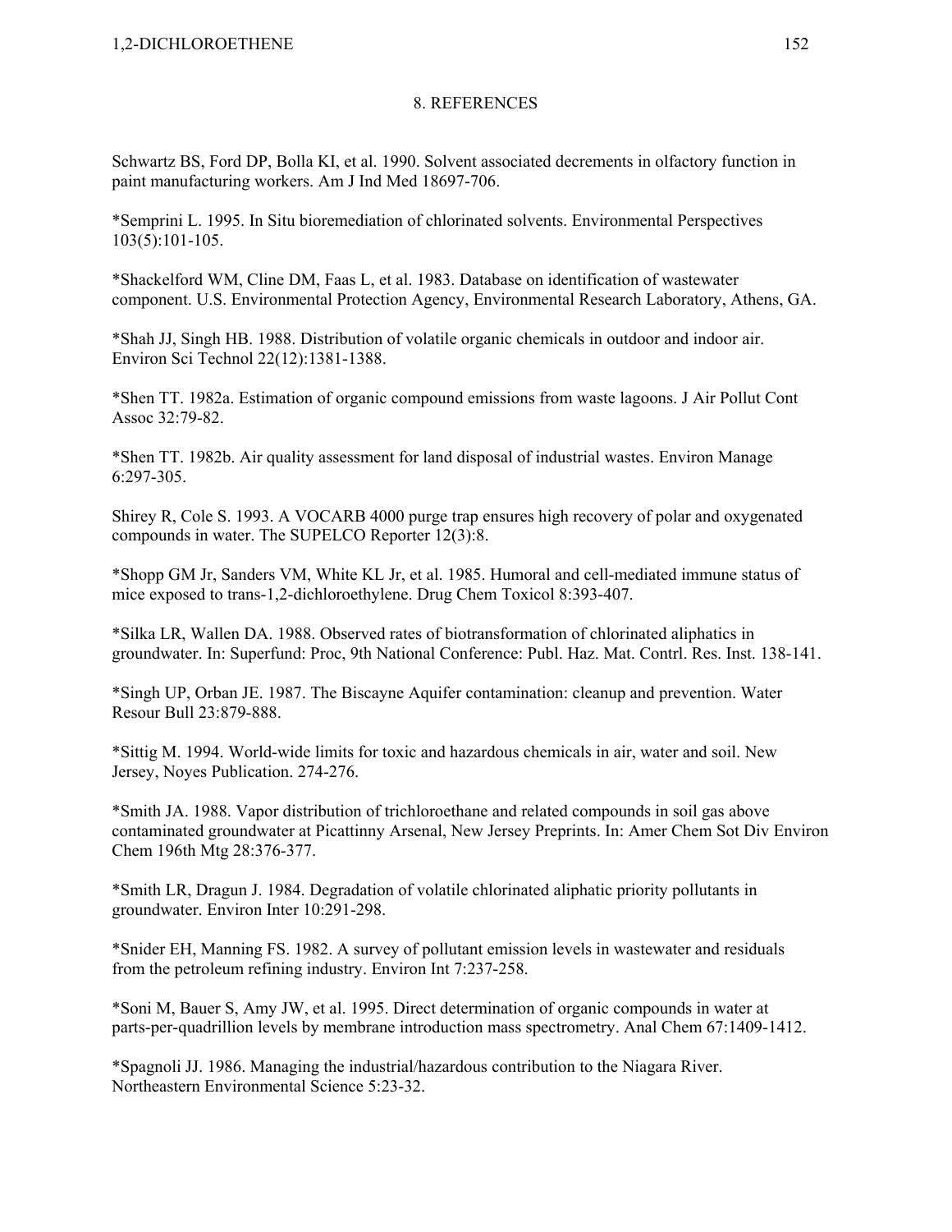## 8. REFERENCES

Schwartz BS, Ford DP, Bolla KI, et al. 1990. Solvent associated decrements in olfactory function in paint manufacturing workers. Am J Ind Med 18697-706.

*Semprini L. 1995. In Situ bioremediation of chlorinated solvents. Environmental Perspectives 103(5):101-105.

*Shackelford WM, Cline DM, Faas L, et al. 1983. Database on identification of wastewater component. U.S. Environmental Protection Agency, Environmental Research Laboratory, Athens, GA.

*Shah JJ, Singh HB. 1988. Distribution of volatile organic chemicals in outdoor and indoor air. Environ Sci Technol 22(12):1381-1388.

*Shen TT. 1982a. Estimation of organic compound emissions from waste lagoons. J Air Pollut Cont Assoc 32:79-82.

*Shen TT. 1982b. Air quality assessment for land disposal of industrial wastes. Environ Manage 6:297-305.

Shirey R, Cole S. 1993. A VOCARB 4000 purge trap ensures high recovery of polar and oxygenated compounds in water. The SUPELCO Reporter 12(3):8.

*Shopp GM Jr, Sanders VM, White KL Jr, et al. 1985. Humoral and cell-mediated immune status of mice exposed to trans-1,2-dichloroethylene. Drug Chem Toxicol 8:393-407.

*Silka LR, Wallen DA. 1988. Observed rates of biotransformation of chlorinated aliphatics in groundwater. In: Superfund: Proc, 9th National Conference: Publ. Haz. Mat. Contrl. Res. Inst. 138-141.

*Singh UP, Orban JE. 1987. The Biscayne Aquifer contamination: cleanup and prevention. Water Resour Bull 23:879-888.

*Sittig M. 1994. World-wide limits for toxic and hazardous chemicals in air, water and soil. New Jersey, Noyes Publication. 274-276.

*Smith JA. 1988. Vapor distribution of trichloroethane and related compounds in soil gas above contaminated groundwater at Picattinny Arsenal, New Jersey Preprints. In: Amer Chem Sot Div Environ Chem 196th Mtg 28:376-377.

*Smith LR, Dragun J. 1984. Degradation of volatile chlorinated aliphatic priority pollutants in groundwater. Environ Inter 10:291-298.

*Snider EH, Manning FS. 1982. A survey of pollutant emission levels in wastewater and residuals from the petroleum refining industry. Environ Int 7:237-258.

*Soni M, Bauer S, Amy JW, et al. 1995. Direct determination of organic compounds in water at parts-per-quadrillion levels by membrane introduction mass spectrometry. Anal Chem 67:1409-1412.

*Spagnoli JJ. 1986. Managing the industrial/hazardous contribution to the Niagara River. Northeastern Environmental Science 5:23-32.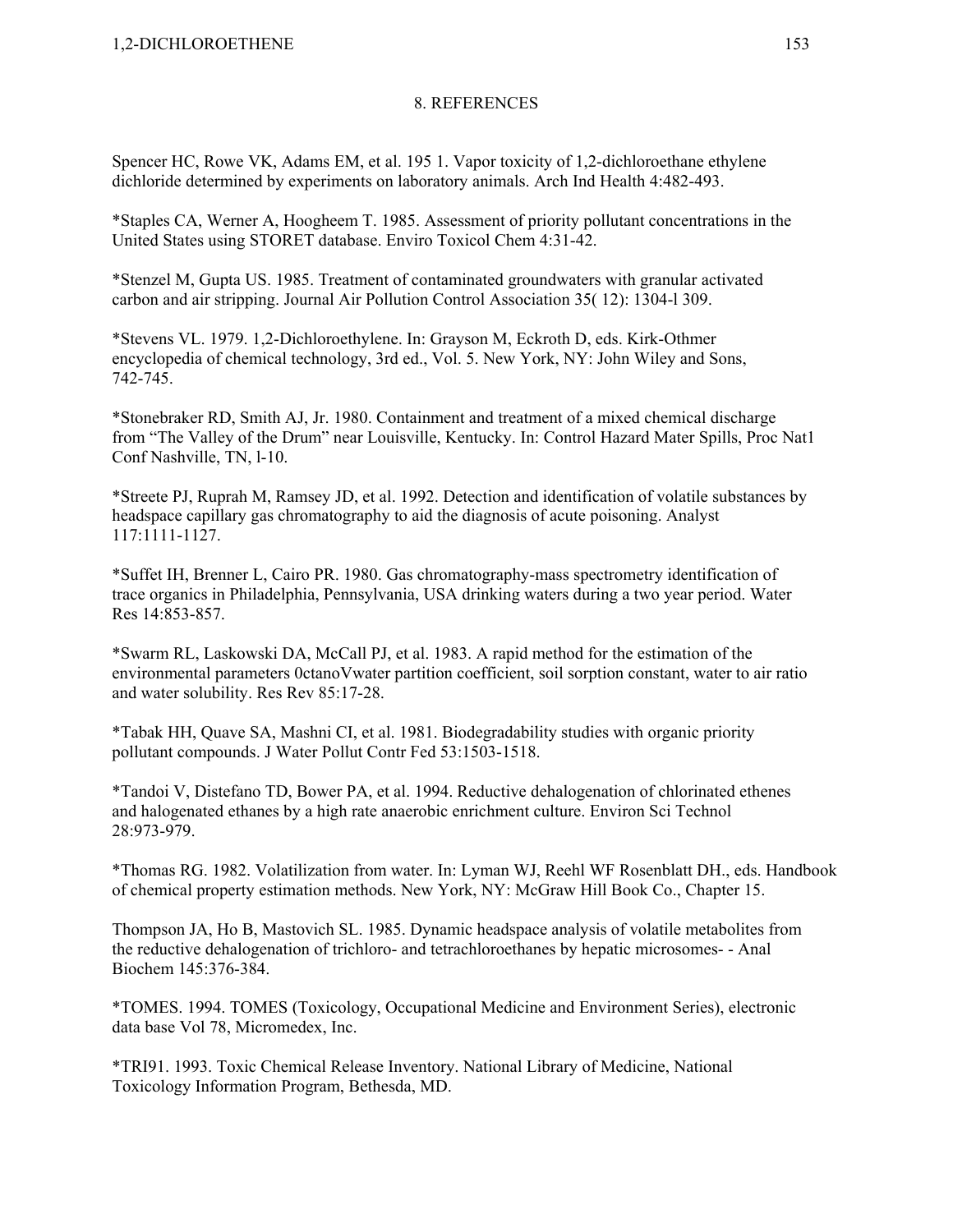## 8. REFERENCES

Spencer HC, Rowe VK, Adams EM, et al. 195 1. Vapor toxicity of 1,2-dichloroethane ethylene dichloride determined by experiments on laboratory animals. Arch Ind Health 4:482-493.

*Staples CA, Werner A, Hoogheem T. 1985. Assessment of priority pollutant concentrations in the United States using STORET database. Enviro Toxicol Chem 4:31-42.

*Stenzel M, Gupta US. 1985. Treatment of contaminated groundwaters with granular activated carbon and air stripping. Journal Air Pollution Control Association 35( 12): 1304-l 309.

*Stevens VL. 1979. 1,2-Dichloroethylene. In: Grayson M, Eckroth D, eds. Kirk-Othmer encyclopedia of chemical technology, 3rd ed., Vol. 5. New York, NY: John Wiley and Sons, 742-745.

*Stonebraker RD, Smith AJ, Jr. 1980. Containment and treatment of a mixed chemical discharge from "The Valley of the Drum" near Louisville, Kentucky. In: Control Hazard Mater Spills, Proc Nat1 Conf Nashville, TN, l-10.

*Streete PJ, Ruprah M, Ramsey JD, et al. 1992. Detection and identification of volatile substances by headspace capillary gas chromatography to aid the diagnosis of acute poisoning. Analyst 117:1111-1127.

*Suffet IH, Brenner L, Cairo PR. 1980. Gas chromatography-mass spectrometry identification of trace organics in Philadelphia, Pennsylvania, USA drinking waters during a two year period. Water Res 14:853-857.

*Swarm RL, Laskowski DA, McCall PJ, et al. 1983. A rapid method for the estimation of the environmental parameters 0ctanoVwater partition coefficient, soil sorption constant, water to air ratio and water solubility. Res Rev 85:17-28.

*Tabak HH, Quave SA, Mashni CI, et al. 1981. Biodegradability studies with organic priority pollutant compounds. J Water Pollut Contr Fed 53:1503-1518.

*Tandoi V, Distefano TD, Bower PA, et al. 1994. Reductive dehalogenation of chlorinated ethenes and halogenated ethanes by a high rate anaerobic enrichment culture. Environ Sci Technol 28:973-979.

*Thomas RG. 1982. Volatilization from water. In: Lyman WJ, Reehl WF Rosenblatt DH., eds. Handbook of chemical property estimation methods. New York, NY: McGraw Hill Book Co., Chapter 15.

Thompson JA, Ho B, Mastovich SL. 1985. Dynamic headspace analysis of volatile metabolites from the reductive dehalogenation of trichloro- and tetrachloroethanes by hepatic microsomes- - Anal Biochem 145:376-384.

*TOMES. 1994. TOMES (Toxicology, Occupational Medicine and Environment Series), electronic data base Vol 78, Micromedex, Inc.

*TRI91. 1993. Toxic Chemical Release Inventory. National Library of Medicine, National Toxicology Information Program, Bethesda, MD.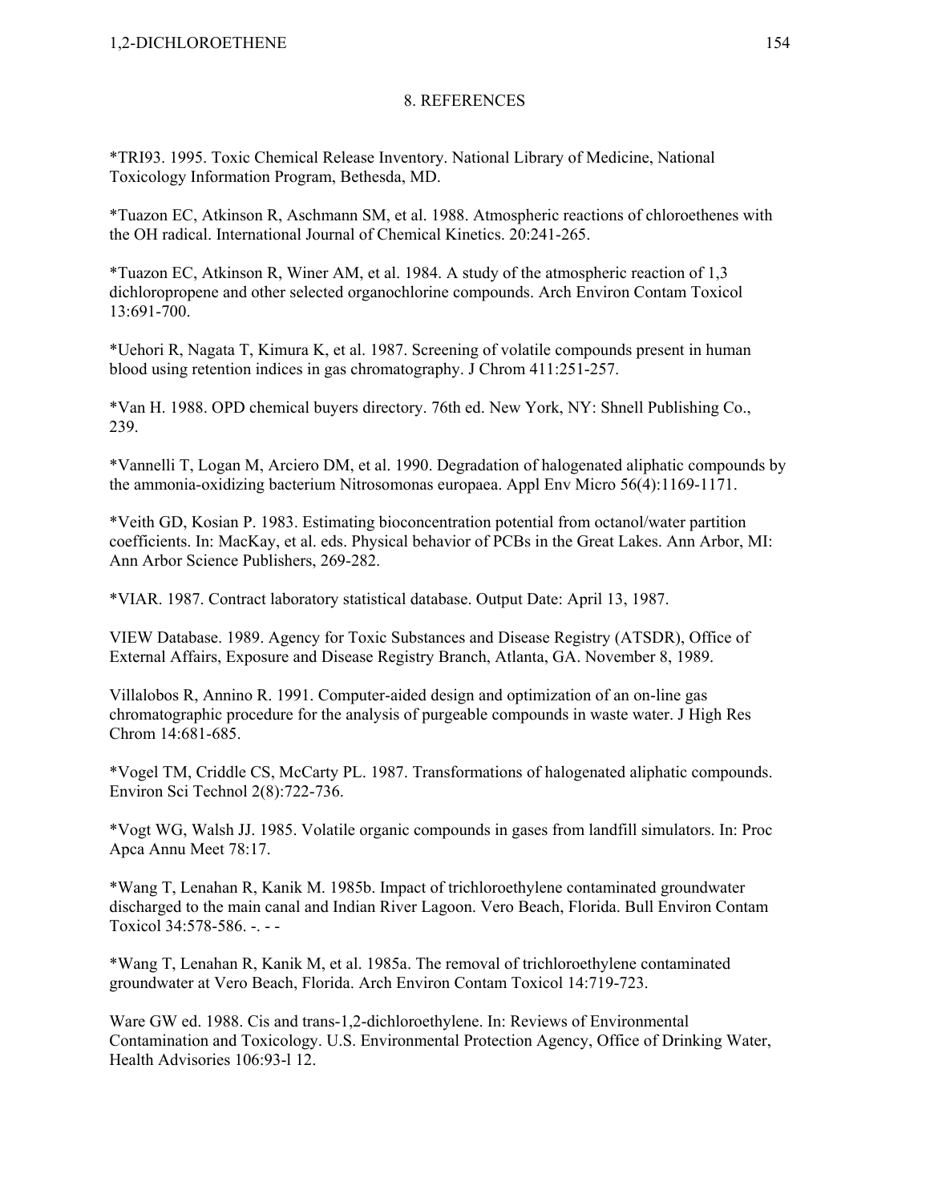# 8. REFERENCES

*TRI93. 1995. Toxic Chemical Release Inventory. National Library of Medicine, National Toxicology Information Program, Bethesda, MD.

*Tuazon EC, Atkinson R, Aschmann SM, et al. 1988. Atmospheric reactions of chloroethenes with the OH radical. International Journal of Chemical Kinetics. 20:241-265.

*Tuazon EC, Atkinson R, Winer AM, et al. 1984. A study of the atmospheric reaction of 1,3 dichloropropene and other selected organochlorine compounds. Arch Environ Contam Toxicol 13:691-700.

*Uehori R, Nagata T, Kimura K, et al. 1987. Screening of volatile compounds present in human blood using retention indices in gas chromatography. J Chrom 411:251-257.

*Van H. 1988. OPD chemical buyers directory. 76th ed. New York, NY: Shnell Publishing Co., 239.

*Vannelli T, Logan M, Arciero DM, et al. 1990. Degradation of halogenated aliphatic compounds by the ammonia-oxidizing bacterium Nitrosomonas europaea. Appl Env Micro 56(4):1169-1171.

*Veith GD, Kosian P. 1983. Estimating bioconcentration potential from octanol/water partition coefficients. In: MacKay, et al. eds. Physical behavior of PCBs in the Great Lakes. Ann Arbor, MI: Ann Arbor Science Publishers, 269-282.

*VIAR. 1987. Contract laboratory statistical database. Output Date: April 13, 1987.

VIEW Database. 1989. Agency for Toxic Substances and Disease Registry (ATSDR), Office of External Affairs, Exposure and Disease Registry Branch, Atlanta, GA. November 8, 1989.

Villalobos R, Annino R. 1991. Computer-aided design and optimization of an on-line gas chromatographic procedure for the analysis of purgeable compounds in waste water. J High Res Chrom 14:681-685.

*Vogel TM, Criddle CS, McCarty PL. 1987. Transformations of halogenated aliphatic compounds. Environ Sci Technol 2(8):722-736.

*Vogt WG, Walsh JJ. 1985. Volatile organic compounds in gases from landfill simulators. In: Proc Apca Annu Meet 78:17.

*Wang T, Lenahan R, Kanik M. 1985b. Impact of trichloroethylene contaminated groundwater discharged to the main canal and Indian River Lagoon. Vero Beach, Florida. Bull Environ Contam Toxicol 34:578-586. -. - -

*Wang T, Lenahan R, Kanik M, et al. 1985a. The removal of trichloroethylene contaminated groundwater at Vero Beach, Florida. Arch Environ Contam Toxicol 14:719-723.

Ware GW ed. 1988. Cis and trans-1,2-dichloroethylene. In: Reviews of Environmental Contamination and Toxicology. U.S. Environmental Protection Agency, Office of Drinking Water, Health Advisories 106:93-l 12.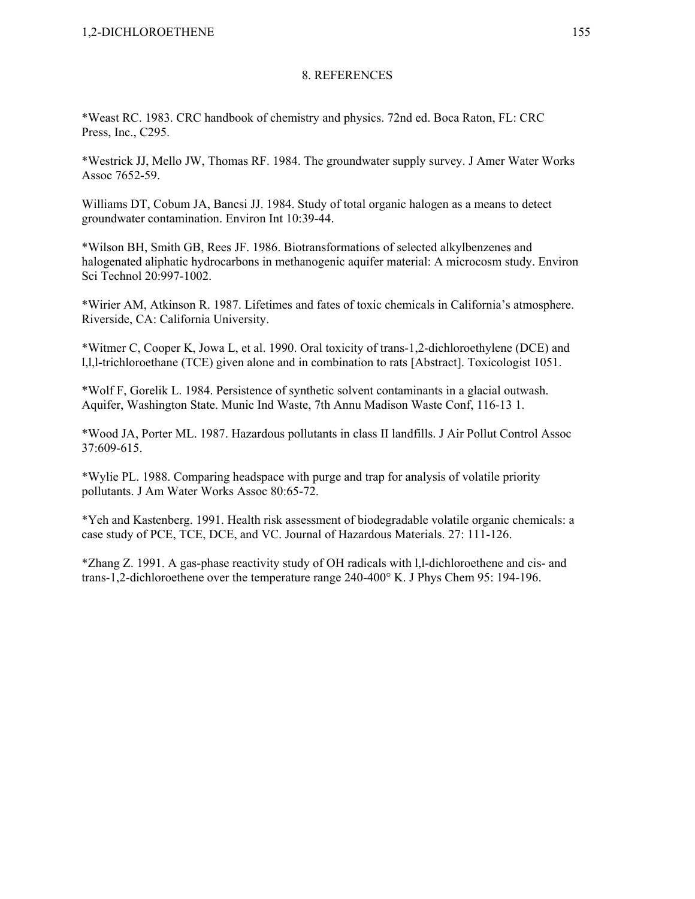## 8. REFERENCES

*Weast RC. 1983. CRC handbook of chemistry and physics. 72nd ed. Boca Raton, FL: CRC Press, Inc., C295.

*Westrick JJ, Mello JW, Thomas RF. 1984. The groundwater supply survey. J Amer Water Works Assoc 7652-59.

Williams DT, Cobum JA, Bancsi JJ. 1984. Study of total organic halogen as a means to detect groundwater contamination. Environ Int 10:39-44.

*Wilson BH, Smith GB, Rees JF. 1986. Biotransformations of selected alkylbenzenes and halogenated aliphatic hydrocarbons in methanogenic aquifer material: A microcosm study. Environ Sci Technol 20:997-1002.

*Wirier AM, Atkinson R. 1987. Lifetimes and fates of toxic chemicals in California's atmosphere. Riverside, CA: California University.

*Witmer C, Cooper K, Jowa L, et al. 1990. Oral toxicity of trans-1,2-dichloroethylene (DCE) and l,l,l-trichloroethane (TCE) given alone and in combination to rats [Abstract]. Toxicologist 1051.

*Wolf F, Gorelik L. 1984. Persistence of synthetic solvent contaminants in a glacial outwash. Aquifer, Washington State. Munic Ind Waste, 7th Annu Madison Waste Conf, 116-13 1.

*Wood JA, Porter ML. 1987. Hazardous pollutants in class II landfills. J Air Pollut Control Assoc 37:609-615.

*Wylie PL. 1988. Comparing headspace with purge and trap for analysis of volatile priority pollutants. J Am Water Works Assoc 80:65-72.

*Yeh and Kastenberg. 1991. Health risk assessment of biodegradable volatile organic chemicals: a case study of PCE, TCE, DCE, and VC. Journal of Hazardous Materials. 27: 111-126.

*Zhang Z. 1991. A gas-phase reactivity study of OH radicals with l,l-dichloroethene and cis- and trans-1,2-dichloroethene over the temperature range 240-400° K. J Phys Chem 95: 194-196.